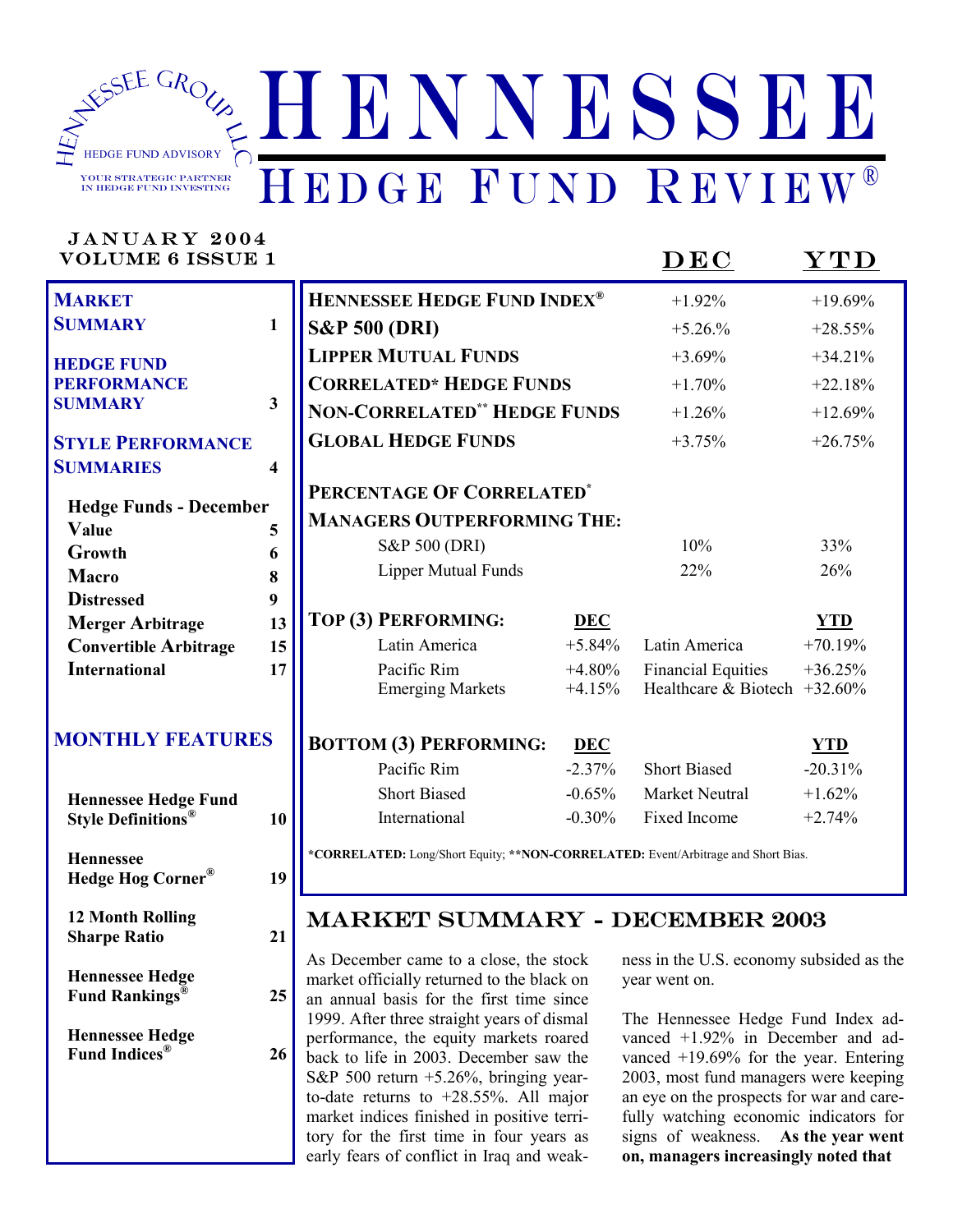# HENNESSEE HEDGE FUND REVIEW®

HENNESSEE GROUP LLC
HEDGE FUND ADVISORY
YOUR STRATEGIC PARTNER IN HEDGE FUND INVESTING

JANUARY 2004
VOLUME 6 ISSUE 1

| Contents | Page |
|---|---|
| **MARKET SUMMARY** | 1 |
| **HEDGE FUND PERFORMANCE SUMMARY** | 3 |
| **STYLE PERFORMANCE SUMMARIES** | 4 |
| **Hedge Funds - December** | |
| Value | 5 |
| Growth | 6 |
| Macro | 8 |
| Distressed | 9 |
| Merger Arbitrage | 13 |
| Convertible Arbitrage | 15 |
| International | 17 |
| **MONTHLY FEATURES** | |
| Hennessee Hedge Fund Style Definitions® | 10 |
| Hennessee Hedge Hog Corner® | 19 |
| 12 Month Rolling Sharpe Ratio | 21 |
| Hennessee Hedge Fund Rankings® | 25 |
| Hennessee Hedge Fund Indices® | 26 |

| | DEC | YTD |
|---|---|---|
| **HENNESSEE HEDGE FUND INDEX®** | +1.92% | +19.69% |
| **S&P 500 (DRI)** | +5.26.% | +28.55% |
| **LIPPER MUTUAL FUNDS** | +3.69% | +34.21% |
| **CORRELATED* HEDGE FUNDS** | +1.70% | +22.18% |
| **NON-CORRELATED** HEDGE FUNDS** | +1.26% | +12.69% |
| **GLOBAL HEDGE FUNDS** | +3.75% | +26.75% |

**PERCENTAGE OF CORRELATED* MANAGERS OUTPERFORMING THE:**

| | DEC | YTD |
|---|---|---|
| S&P 500 (DRI) | 10% | 33% |
| Lipper Mutual Funds | 22% | 26% |

| TOP (3) PERFORMING: | DEC | | YTD |
|---|---|---|---|
| Latin America | +5.84% | Latin America | +70.19% |
| Pacific Rim | +4.80% | Financial Equities | +36.25% |
| Emerging Markets | +4.15% | Healthcare & Biotech | +32.60% |

| BOTTOM (3) PERFORMING: | DEC | | YTD |
|---|---|---|---|
| Pacific Rim | -2.37% | Short Biased | -20.31% |
| Short Biased | -0.65% | Market Neutral | +1.62% |
| International | -0.30% | Fixed Income | +2.74% |

***CORRELATED:** Long/Short Equity; ****NON-CORRELATED:** Event/Arbitrage and Short Bias.

## MARKET SUMMARY - DECEMBER 2003

As December came to a close, the stock market officially returned to the black on an annual basis for the first time since 1999. After three straight years of dismal performance, the equity markets roared back to life in 2003. December saw the S&P 500 return +5.26%, bringing year-to-date returns to +28.55%. All major market indices finished in positive territory for the first time in four years as early fears of conflict in Iraq and weakness in the U.S. economy subsided as the year went on.

The Hennessee Hedge Fund Index advanced +1.92% in December and advanced +19.69% for the year. Entering 2003, most fund managers were keeping an eye on the prospects for war and carefully watching economic indicators for signs of weakness. **As the year went on, managers increasingly noted that**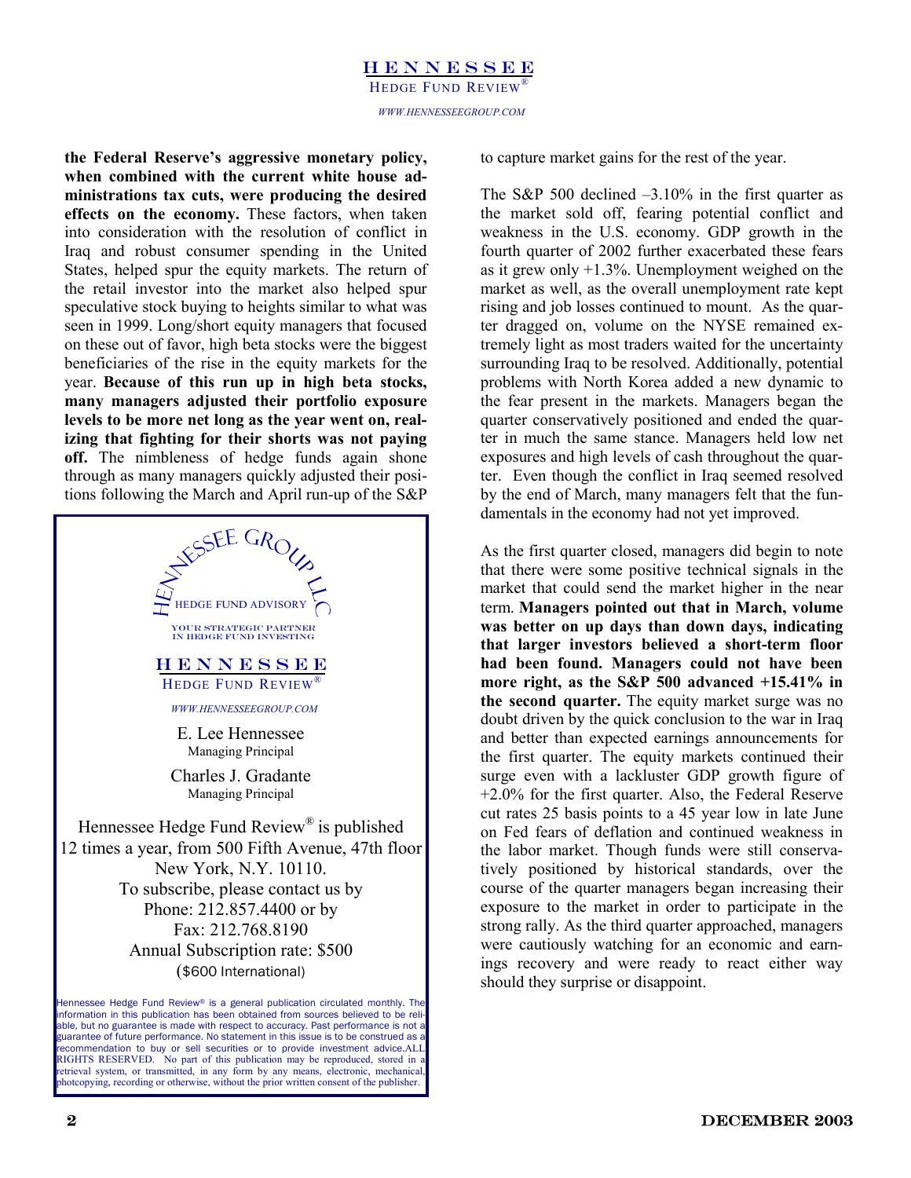**the Federal Reserve's aggressive monetary policy, when combined with the current white house administrations tax cuts, were producing the desired effects on the economy.** These factors, when taken into consideration with the resolution of conflict in Iraq and robust consumer spending in the United States, helped spur the equity markets. The return of the retail investor into the market also helped spur speculative stock buying to heights similar to what was seen in 1999. Long/short equity managers that focused on these out of favor, high beta stocks were the biggest beneficiaries of the rise in the equity markets for the year. **Because of this run up in high beta stocks, many managers adjusted their portfolio exposure levels to be more net long as the year went on, realizing that fighting for their shorts was not paying off.** The nimbleness of hedge funds again shone through as many managers quickly adjusted their positions following the March and April run-up of the S&P to capture market gains for the rest of the year.

The S&P 500 declined –3.10% in the first quarter as the market sold off, fearing potential conflict and weakness in the U.S. economy. GDP growth in the fourth quarter of 2002 further exacerbated these fears as it grew only +1.3%. Unemployment weighed on the market as well, as the overall unemployment rate kept rising and job losses continued to mount. As the quarter dragged on, volume on the NYSE remained extremely light as most traders waited for the uncertainty surrounding Iraq to be resolved. Additionally, potential problems with North Korea added a new dynamic to the fear present in the markets. Managers began the quarter conservatively positioned and ended the quarter in much the same stance. Managers held low net exposures and high levels of cash throughout the quarter. Even though the conflict in Iraq seemed resolved by the end of March, many managers felt that the fundamentals in the economy had not yet improved.

As the first quarter closed, managers did begin to note that there were some positive technical signals in the market that could send the market higher in the near term. **Managers pointed out that in March, volume was better on up days than down days, indicating that larger investors believed a short-term floor had been found. Managers could not have been more right, as the S&P 500 advanced +15.41% in the second quarter.** The equity market surge was no doubt driven by the quick conclusion to the war in Iraq and better than expected earnings announcements for the first quarter. The equity markets continued their surge even with a lackluster GDP growth figure of +2.0% for the first quarter. Also, the Federal Reserve cut rates 25 basis points to a 45 year low in late June on Fed fears of deflation and continued weakness in the labor market. Though funds were still conservatively positioned by historical standards, over the course of the quarter managers began increasing their exposure to the market in order to participate in the strong rally. As the third quarter approached, managers were cautiously watching for an economic and earnings recovery and were ready to react either way should they surprise or disappoint.

---

HENNESSEE GROUP LLC
HEDGE FUND ADVISORY
YOUR STRATEGIC PARTNER IN HEDGE FUND INVESTING

HENNESSEE
HEDGE FUND REVIEW®
*WWW.HENNESSEEGROUP.COM*

E. Lee Hennessee
Managing Principal

Charles J. Gradante
Managing Principal

Hennessee Hedge Fund Review® is published 12 times a year, from 500 Fifth Avenue, 47th floor New York, N.Y. 10110.
To subscribe, please contact us by Phone: 212.857.4400 or by Fax: 212.768.8190
Annual Subscription rate: $500 ($600 International)

Hennessee Hedge Fund Review® is a general publication circulated monthly. The information in this publication has been obtained from sources believed to be reliable, but no guarantee is made with respect to accuracy. Past performance is not a guarantee of future performance. No statement in this issue is to be construed as a recommendation to buy or sell securities or to provide investment advice. ALL RIGHTS RESERVED. No part of this publication may be reproduced, stored in a retrieval system, or transmitted, in any form by any means, electronic, mechanical, photcopying, recording or otherwise, without the prior written consent of the publisher.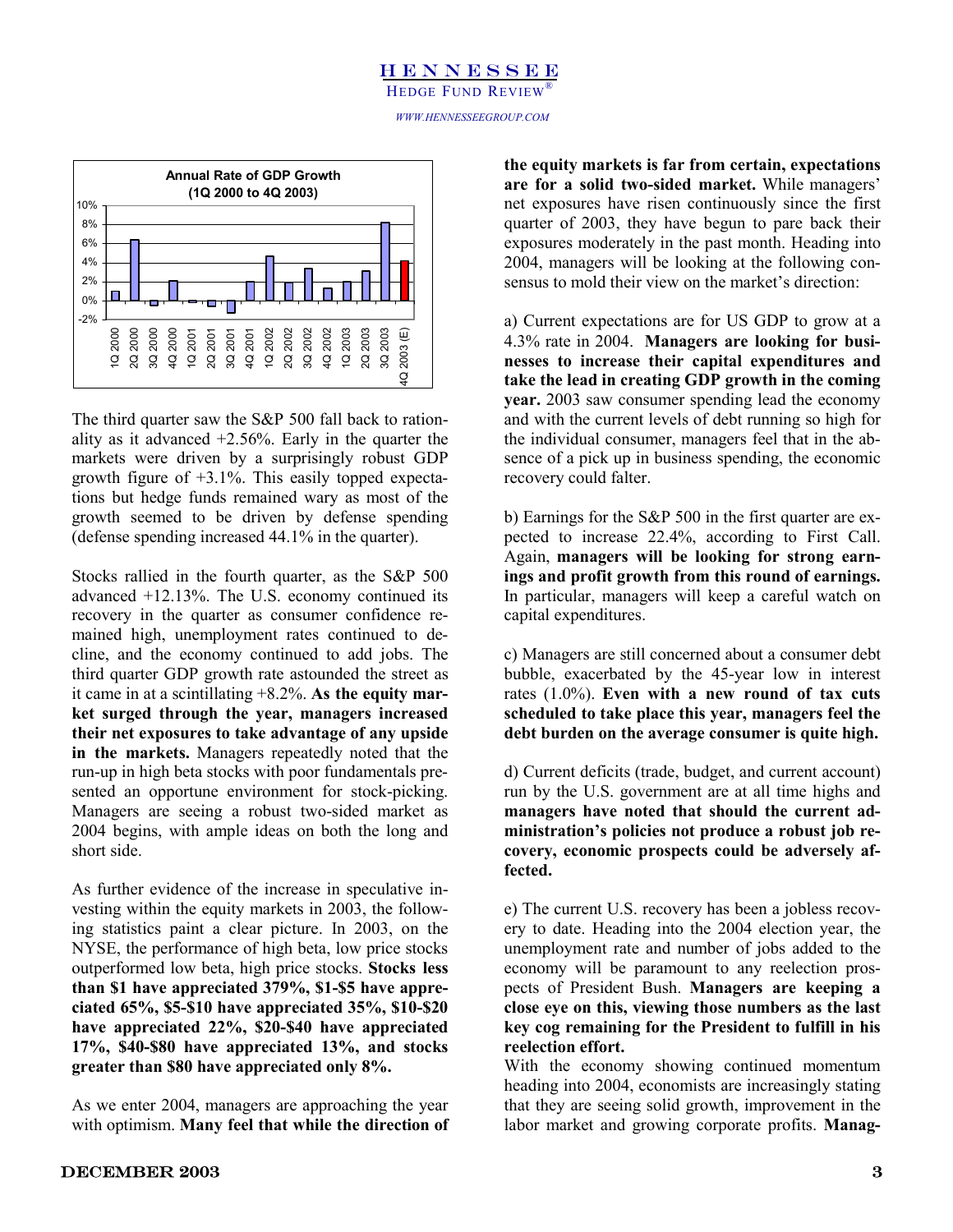The third quarter saw the S&P 500 fall back to rationality as it advanced +2.56%. Early in the quarter the markets were driven by a surprisingly robust GDP growth figure of +3.1%. This easily topped expectations but hedge funds remained wary as most of the growth seemed to be driven by defense spending (defense spending increased 44.1% in the quarter).

Stocks rallied in the fourth quarter, as the S&P 500 advanced +12.13%. The U.S. economy continued its recovery in the quarter as consumer confidence remained high, unemployment rates continued to decline, and the economy continued to add jobs. The third quarter GDP growth rate astounded the street as it came in at a scintillating +8.2%. **As the equity market surged through the year, managers increased their net exposures to take advantage of any upside in the markets.** Managers repeatedly noted that the run-up in high beta stocks with poor fundamentals presented an opportune environment for stock-picking. Managers are seeing a robust two-sided market as 2004 begins, with ample ideas on both the long and short side.

As further evidence of the increase in speculative investing within the equity markets in 2003, the following statistics paint a clear picture. In 2003, on the NYSE, the performance of high beta, low price stocks outperformed low beta, high price stocks. **Stocks less than $1 have appreciated 379%, $1-$5 have appreciated 65%, $5-$10 have appreciated 35%, $10-$20 have appreciated 22%, $20-$40 have appreciated 17%, $40-$80 have appreciated 13%, and stocks greater than $80 have appreciated only 8%.**

As we enter 2004, managers are approaching the year with optimism. **Many feel that while the direction of the equity markets is far from certain, expectations are for a solid two-sided market.** While managers' net exposures have risen continuously since the first quarter of 2003, they have begun to pare back their exposures moderately in the past month. Heading into 2004, managers will be looking at the following consensus to mold their view on the market's direction:

a) Current expectations are for US GDP to grow at a 4.3% rate in 2004. **Managers are looking for businesses to increase their capital expenditures and take the lead in creating GDP growth in the coming year.** 2003 saw consumer spending lead the economy and with the current levels of debt running so high for the individual consumer, managers feel that in the absence of a pick up in business spending, the economic recovery could falter.

b) Earnings for the S&P 500 in the first quarter are expected to increase 22.4%, according to First Call. Again, **managers will be looking for strong earnings and profit growth from this round of earnings.** In particular, managers will keep a careful watch on capital expenditures.

c) Managers are still concerned about a consumer debt bubble, exacerbated by the 45-year low in interest rates (1.0%). **Even with a new round of tax cuts scheduled to take place this year, managers feel the debt burden on the average consumer is quite high.**

d) Current deficits (trade, budget, and current account) run by the U.S. government are at all time highs and **managers have noted that should the current administration's policies not produce a robust job recovery, economic prospects could be adversely affected.**

e) The current U.S. recovery has been a jobless recovery to date. Heading into the 2004 election year, the unemployment rate and number of jobs added to the economy will be paramount to any reelection prospects of President Bush. **Managers are keeping a close eye on this, viewing those numbers as the last key cog remaining for the President to fulfill in his reelection effort.**

With the economy showing continued momentum heading into 2004, economists are increasingly stating that they are seeing solid growth, improvement in the labor market and growing corporate profits. **Manag-**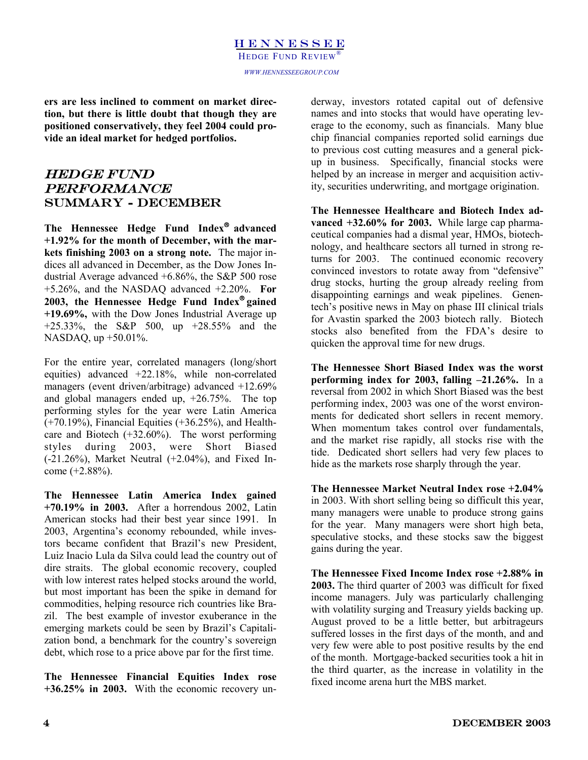**ers are less inclined to comment on market direction, but there is little doubt that though they are positioned conservatively, they feel 2004 could provide an ideal market for hedged portfolios.**

## *HEDGE FUND PERFORMANCE* SUMMARY - DECEMBER

**The Hennessee Hedge Fund Index® advanced +1.92% for the month of December, with the markets finishing 2003 on a strong note.** The major indices all advanced in December, as the Dow Jones Industrial Average advanced +6.86%, the S&P 500 rose +5.26%, and the NASDAQ advanced +2.20%. **For 2003, the Hennessee Hedge Fund Index® gained +19.69%,** with the Dow Jones Industrial Average up +25.33%, the S&P 500, up +28.55% and the NASDAQ, up +50.01%.

For the entire year, correlated managers (long/short equities) advanced +22.18%, while non-correlated managers (event driven/arbitrage) advanced +12.69% and global managers ended up, +26.75%. The top performing styles for the year were Latin America (+70.19%), Financial Equities (+36.25%), and Healthcare and Biotech (+32.60%). The worst performing styles during 2003, were Short Biased (-21.26%), Market Neutral (+2.04%), and Fixed Income (+2.88%).

**The Hennessee Latin America Index gained +70.19% in 2003.** After a horrendous 2002, Latin American stocks had their best year since 1991. In 2003, Argentina's economy rebounded, while investors became confident that Brazil's new President, Luiz Inacio Lula da Silva could lead the country out of dire straits. The global economic recovery, coupled with low interest rates helped stocks around the world, but most important has been the spike in demand for commodities, helping resource rich countries like Brazil. The best example of investor exuberance in the emerging markets could be seen by Brazil's Capitalization bond, a benchmark for the country's sovereign debt, which rose to a price above par for the first time.

**The Hennessee Financial Equities Index rose +36.25% in 2003.** With the economic recovery underway, investors rotated capital out of defensive names and into stocks that would have operating leverage to the economy, such as financials. Many blue chip financial companies reported solid earnings due to previous cost cutting measures and a general pickup in business. Specifically, financial stocks were helped by an increase in merger and acquisition activity, securities underwriting, and mortgage origination.

**The Hennessee Healthcare and Biotech Index advanced +32.60% for 2003.** While large cap pharmaceutical companies had a dismal year, HMOs, biotechnology, and healthcare sectors all turned in strong returns for 2003. The continued economic recovery convinced investors to rotate away from "defensive" drug stocks, hurting the group already reeling from disappointing earnings and weak pipelines. Genentech's positive news in May on phase III clinical trials for Avastin sparked the 2003 biotech rally. Biotech stocks also benefited from the FDA's desire to quicken the approval time for new drugs.

**The Hennessee Short Biased Index was the worst performing index for 2003, falling –21.26%.** In a reversal from 2002 in which Short Biased was the best performing index, 2003 was one of the worst environments for dedicated short sellers in recent memory. When momentum takes control over fundamentals, and the market rise rapidly, all stocks rise with the tide. Dedicated short sellers had very few places to hide as the markets rose sharply through the year.

**The Hennessee Market Neutral Index rose +2.04%** in 2003. With short selling being so difficult this year, many managers were unable to produce strong gains for the year. Many managers were short high beta, speculative stocks, and these stocks saw the biggest gains during the year.

**The Hennessee Fixed Income Index rose +2.88% in 2003.** The third quarter of 2003 was difficult for fixed income managers. July was particularly challenging with volatility surging and Treasury yields backing up. August proved to be a little better, but arbitrageurs suffered losses in the first days of the month, and and very few were able to post positive results by the end of the month. Mortgage-backed securities took a hit in the third quarter, as the increase in volatility in the fixed income arena hurt the MBS market.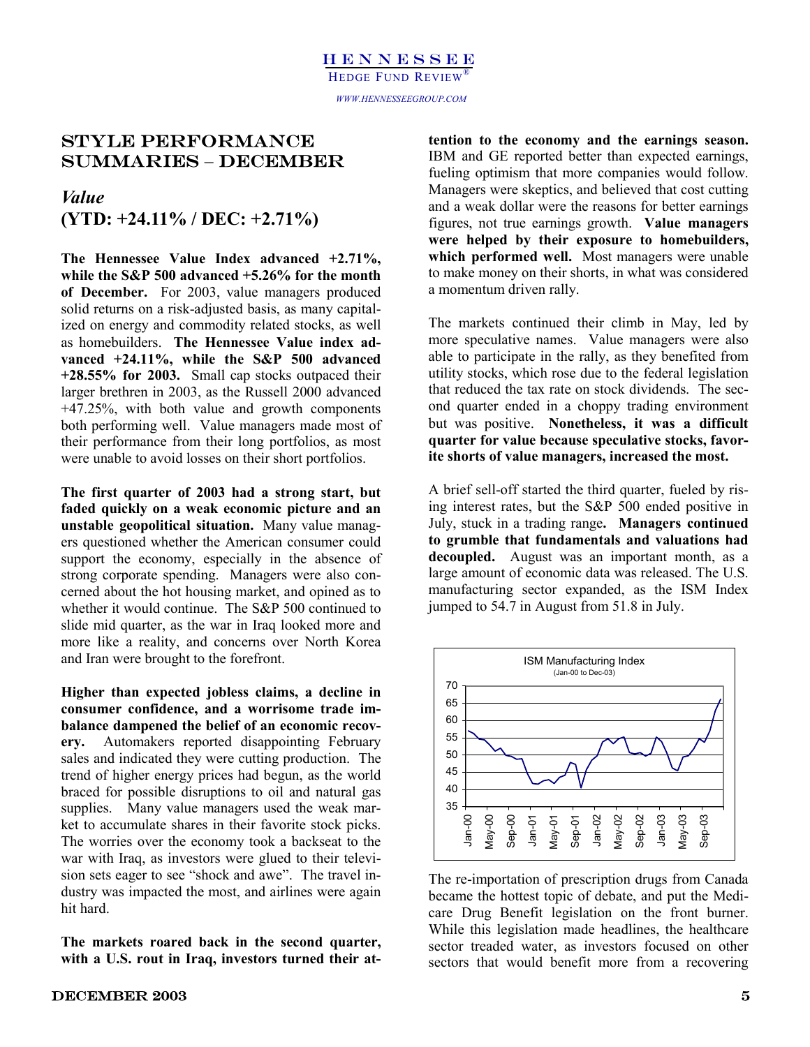## STYLE PERFORMANCE SUMMARIES – DECEMBER

### *Value*
### (YTD: +24.11% / DEC: +2.71%)

**The Hennessee Value Index advanced +2.71%, while the S&P 500 advanced +5.26% for the month of December.** For 2003, value managers produced solid returns on a risk-adjusted basis, as many capitalized on energy and commodity related stocks, as well as homebuilders. **The Hennessee Value index advanced +24.11%, while the S&P 500 advanced +28.55% for 2003.** Small cap stocks outpaced their larger brethren in 2003, as the Russell 2000 advanced +47.25%, with both value and growth components both performing well. Value managers made most of their performance from their long portfolios, as most were unable to avoid losses on their short portfolios.

**The first quarter of 2003 had a strong start, but faded quickly on a weak economic picture and an unstable geopolitical situation.** Many value managers questioned whether the American consumer could support the economy, especially in the absence of strong corporate spending. Managers were also concerned about the hot housing market, and opined as to whether it would continue. The S&P 500 continued to slide mid quarter, as the war in Iraq looked more and more like a reality, and concerns over North Korea and Iran were brought to the forefront.

**Higher than expected jobless claims, a decline in consumer confidence, and a worrisome trade imbalance dampened the belief of an economic recovery.** Automakers reported disappointing February sales and indicated they were cutting production. The trend of higher energy prices had begun, as the world braced for possible disruptions to oil and natural gas supplies. Many value managers used the weak market to accumulate shares in their favorite stock picks. The worries over the economy took a backseat to the war with Iraq, as investors were glued to their television sets eager to see "shock and awe". The travel industry was impacted the most, and airlines were again hit hard.

**The markets roared back in the second quarter, with a U.S. rout in Iraq, investors turned their attention to the economy and the earnings season.** IBM and GE reported better than expected earnings, fueling optimism that more companies would follow. Managers were skeptics, and believed that cost cutting and a weak dollar were the reasons for better earnings figures, not true earnings growth. **Value managers were helped by their exposure to homebuilders, which performed well.** Most managers were unable to make money on their shorts, in what was considered a momentum driven rally.

The markets continued their climb in May, led by more speculative names. Value managers were also able to participate in the rally, as they benefited from utility stocks, which rose due to the federal legislation that reduced the tax rate on stock dividends. The second quarter ended in a choppy trading environment but was positive. **Nonetheless, it was a difficult quarter for value because speculative stocks, favorite shorts of value managers, increased the most.**

A brief sell-off started the third quarter, fueled by rising interest rates, but the S&P 500 ended positive in July, stuck in a trading range**. Managers continued to grumble that fundamentals and valuations had decoupled.** August was an important month, as a large amount of economic data was released. The U.S. manufacturing sector expanded, as the ISM Index jumped to 54.7 in August from 51.8 in July.

ISM Manufacturing Index (Jan-00 to Dec-03)

The re-importation of prescription drugs from Canada became the hottest topic of debate, and put the Medicare Drug Benefit legislation on the front burner. While this legislation made headlines, the healthcare sector treaded water, as investors focused on other sectors that would benefit more from a recovering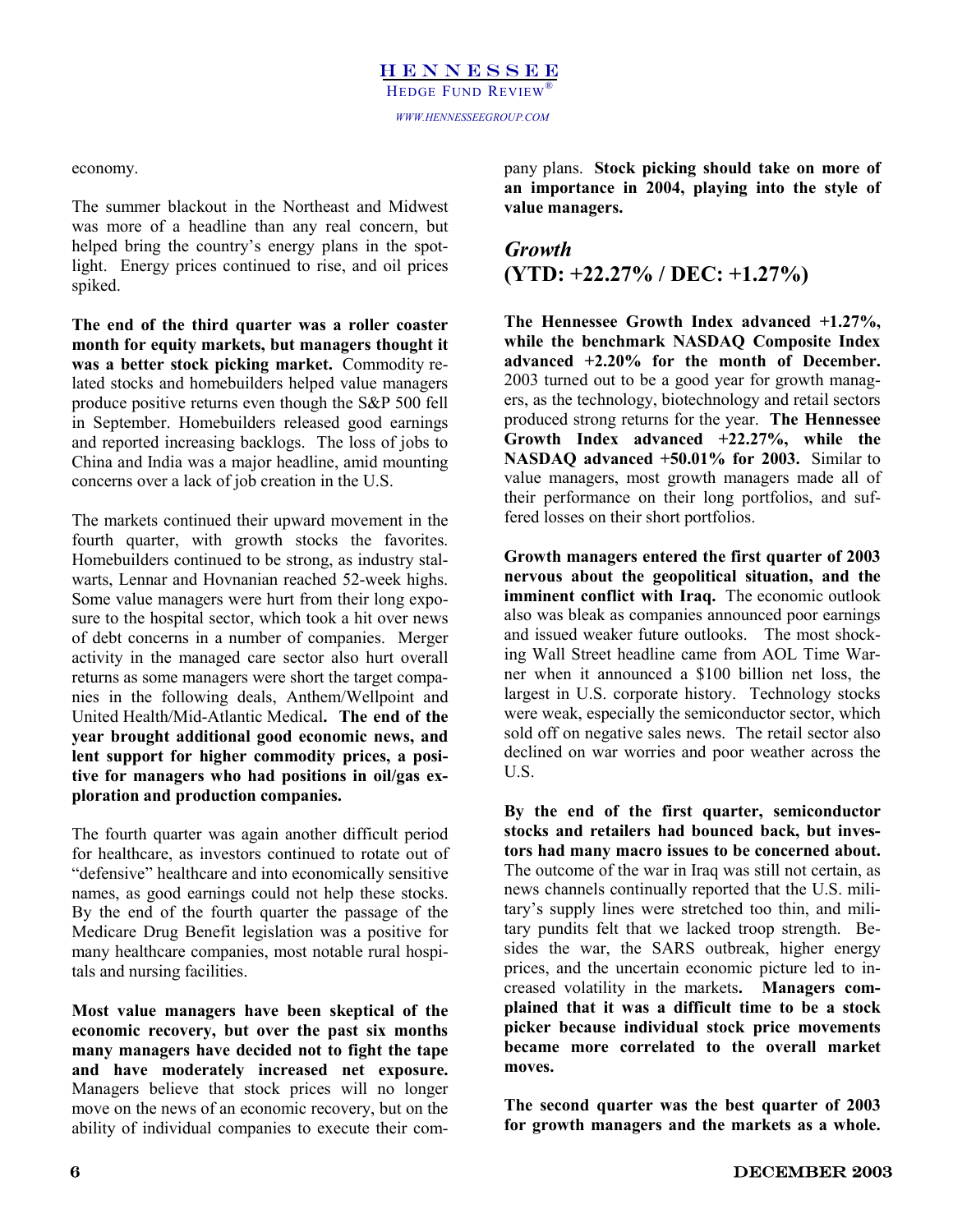economy.

The summer blackout in the Northeast and Midwest was more of a headline than any real concern, but helped bring the country's energy plans in the spotlight. Energy prices continued to rise, and oil prices spiked.

**The end of the third quarter was a roller coaster month for equity markets, but managers thought it was a better stock picking market.** Commodity related stocks and homebuilders helped value managers produce positive returns even though the S&P 500 fell in September. Homebuilders released good earnings and reported increasing backlogs. The loss of jobs to China and India was a major headline, amid mounting concerns over a lack of job creation in the U.S.

The markets continued their upward movement in the fourth quarter, with growth stocks the favorites. Homebuilders continued to be strong, as industry stalwarts, Lennar and Hovnanian reached 52-week highs. Some value managers were hurt from their long exposure to the hospital sector, which took a hit over news of debt concerns in a number of companies. Merger activity in the managed care sector also hurt overall returns as some managers were short the target companies in the following deals, Anthem/Wellpoint and United Health/Mid-Atlantic Medical**. The end of the year brought additional good economic news, and lent support for higher commodity prices, a positive for managers who had positions in oil/gas exploration and production companies.**

The fourth quarter was again another difficult period for healthcare, as investors continued to rotate out of "defensive" healthcare and into economically sensitive names, as good earnings could not help these stocks. By the end of the fourth quarter the passage of the Medicare Drug Benefit legislation was a positive for many healthcare companies, most notable rural hospitals and nursing facilities.

**Most value managers have been skeptical of the economic recovery, but over the past six months many managers have decided not to fight the tape and have moderately increased net exposure.** Managers believe that stock prices will no longer move on the news of an economic recovery, but on the ability of individual companies to execute their company plans. **Stock picking should take on more of an importance in 2004, playing into the style of value managers.**

## *Growth* (YTD: +22.27% / DEC: +1.27%)

**The Hennessee Growth Index advanced +1.27%, while the benchmark NASDAQ Composite Index advanced +2.20% for the month of December.** 2003 turned out to be a good year for growth managers, as the technology, biotechnology and retail sectors produced strong returns for the year. **The Hennessee Growth Index advanced +22.27%, while the NASDAQ advanced +50.01% for 2003.** Similar to value managers, most growth managers made all of their performance on their long portfolios, and suffered losses on their short portfolios.

**Growth managers entered the first quarter of 2003 nervous about the geopolitical situation, and the imminent conflict with Iraq.** The economic outlook also was bleak as companies announced poor earnings and issued weaker future outlooks. The most shocking Wall Street headline came from AOL Time Warner when it announced a $100 billion net loss, the largest in U.S. corporate history. Technology stocks were weak, especially the semiconductor sector, which sold off on negative sales news. The retail sector also declined on war worries and poor weather across the U.S.

**By the end of the first quarter, semiconductor stocks and retailers had bounced back, but investors had many macro issues to be concerned about.** The outcome of the war in Iraq was still not certain, as news channels continually reported that the U.S. military's supply lines were stretched too thin, and military pundits felt that we lacked troop strength. Besides the war, the SARS outbreak, higher energy prices, and the uncertain economic picture led to increased volatility in the markets**. Managers complained that it was a difficult time to be a stock picker because individual stock price movements became more correlated to the overall market moves.**

**The second quarter was the best quarter of 2003 for growth managers and the markets as a whole.**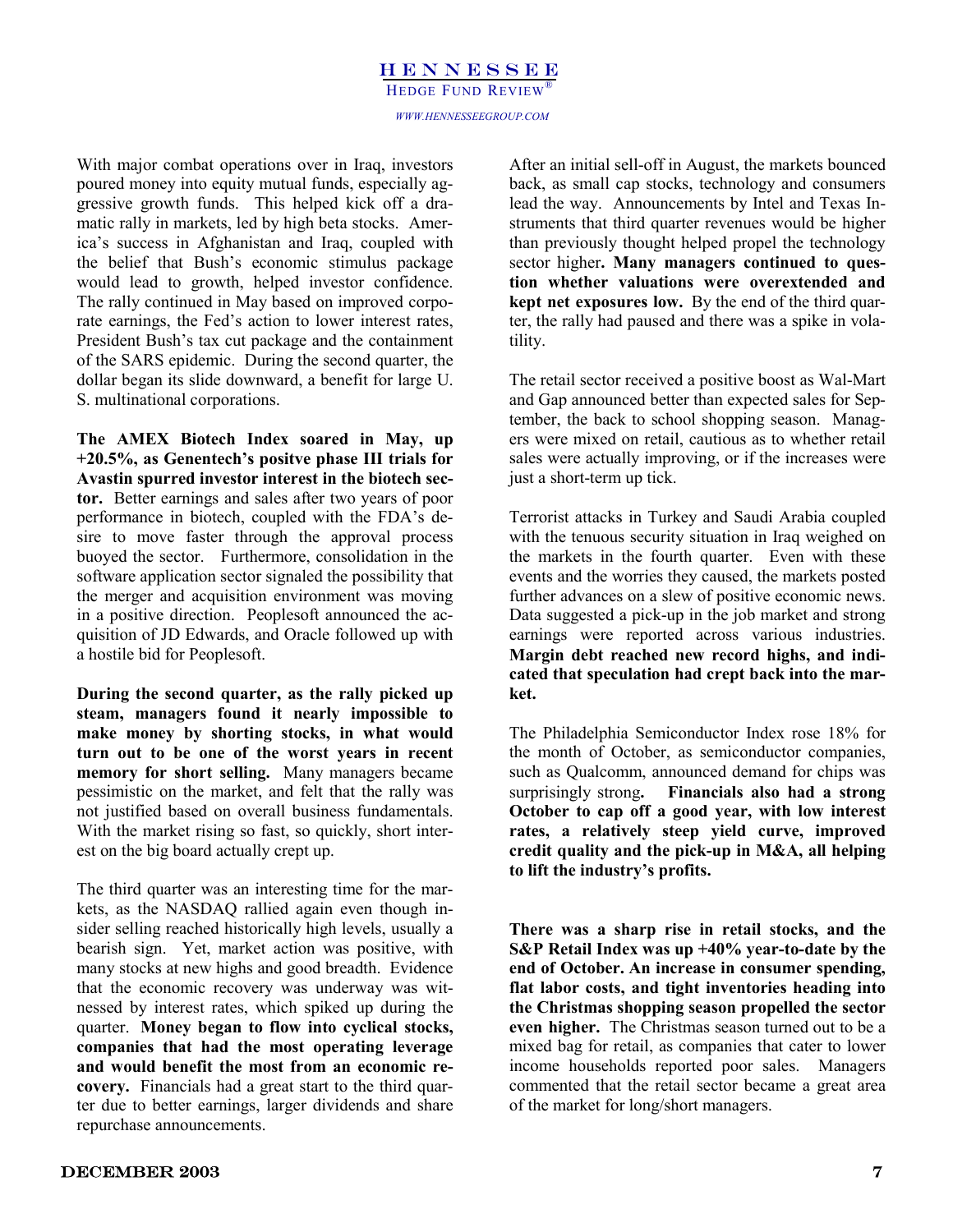With major combat operations over in Iraq, investors poured money into equity mutual funds, especially aggressive growth funds. This helped kick off a dramatic rally in markets, led by high beta stocks. America's success in Afghanistan and Iraq, coupled with the belief that Bush's economic stimulus package would lead to growth, helped investor confidence. The rally continued in May based on improved corporate earnings, the Fed's action to lower interest rates, President Bush's tax cut package and the containment of the SARS epidemic. During the second quarter, the dollar began its slide downward, a benefit for large U. S. multinational corporations.

**The AMEX Biotech Index soared in May, up +20.5%, as Genentech's positve phase III trials for Avastin spurred investor interest in the biotech sector.** Better earnings and sales after two years of poor performance in biotech, coupled with the FDA's desire to move faster through the approval process buoyed the sector. Furthermore, consolidation in the software application sector signaled the possibility that the merger and acquisition environment was moving in a positive direction. Peoplesoft announced the acquisition of JD Edwards, and Oracle followed up with a hostile bid for Peoplesoft.

**During the second quarter, as the rally picked up steam, managers found it nearly impossible to make money by shorting stocks, in what would turn out to be one of the worst years in recent memory for short selling.** Many managers became pessimistic on the market, and felt that the rally was not justified based on overall business fundamentals. With the market rising so fast, so quickly, short interest on the big board actually crept up.

The third quarter was an interesting time for the markets, as the NASDAQ rallied again even though insider selling reached historically high levels, usually a bearish sign. Yet, market action was positive, with many stocks at new highs and good breadth. Evidence that the economic recovery was underway was witnessed by interest rates, which spiked up during the quarter. **Money began to flow into cyclical stocks, companies that had the most operating leverage and would benefit the most from an economic recovery.** Financials had a great start to the third quarter due to better earnings, larger dividends and share repurchase announcements.

After an initial sell-off in August, the markets bounced back, as small cap stocks, technology and consumers lead the way. Announcements by Intel and Texas Instruments that third quarter revenues would be higher than previously thought helped propel the technology sector higher**. Many managers continued to question whether valuations were overextended and kept net exposures low.** By the end of the third quarter, the rally had paused and there was a spike in volatility.

The retail sector received a positive boost as Wal-Mart and Gap announced better than expected sales for September, the back to school shopping season. Managers were mixed on retail, cautious as to whether retail sales were actually improving, or if the increases were just a short-term up tick.

Terrorist attacks in Turkey and Saudi Arabia coupled with the tenuous security situation in Iraq weighed on the markets in the fourth quarter. Even with these events and the worries they caused, the markets posted further advances on a slew of positive economic news. Data suggested a pick-up in the job market and strong earnings were reported across various industries. **Margin debt reached new record highs, and indicated that speculation had crept back into the market.**

The Philadelphia Semiconductor Index rose 18% for the month of October, as semiconductor companies, such as Qualcomm, announced demand for chips was surprisingly strong**. Financials also had a strong October to cap off a good year, with low interest rates, a relatively steep yield curve, improved credit quality and the pick-up in M&A, all helping to lift the industry's profits.**

**There was a sharp rise in retail stocks, and the S&P Retail Index was up +40% year-to-date by the end of October. An increase in consumer spending, flat labor costs, and tight inventories heading into the Christmas shopping season propelled the sector even higher.** The Christmas season turned out to be a mixed bag for retail, as companies that cater to lower income households reported poor sales. Managers commented that the retail sector became a great area of the market for long/short managers.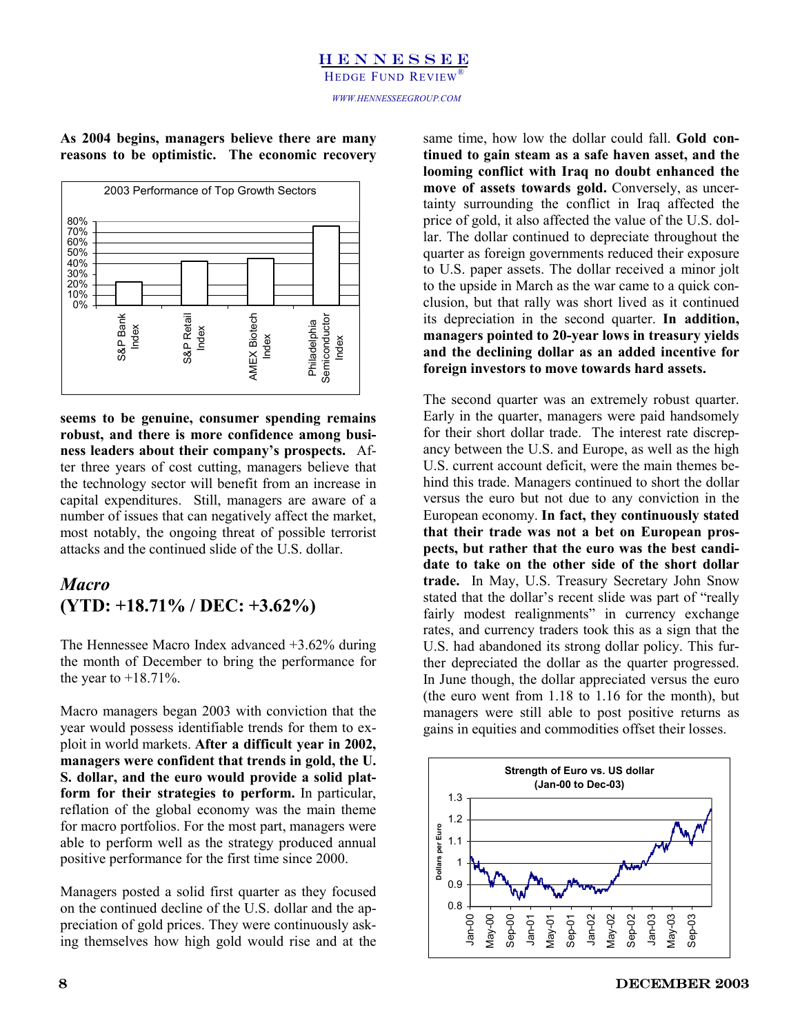**As 2004 begins, managers believe there are many reasons to be optimistic. The economic recovery seems to be genuine, consumer spending remains robust, and there is more confidence among business leaders about their company's prospects.** After three years of cost cutting, managers believe that the technology sector will benefit from an increase in capital expenditures. Still, managers are aware of a number of issues that can negatively affect the market, most notably, the ongoing threat of possible terrorist attacks and the continued slide of the U.S. dollar.

## *Macro*
## (YTD: +18.71% / DEC: +3.62%)

The Hennessee Macro Index advanced +3.62% during the month of December to bring the performance for the year to +18.71%.

Macro managers began 2003 with conviction that the year would possess identifiable trends for them to exploit in world markets. **After a difficult year in 2002, managers were confident that trends in gold, the U. S. dollar, and the euro would provide a solid platform for their strategies to perform.** In particular, reflation of the global economy was the main theme for macro portfolios. For the most part, managers were able to perform well as the strategy produced annual positive performance for the first time since 2000.

Managers posted a solid first quarter as they focused on the continued decline of the U.S. dollar and the appreciation of gold prices. They were continuously asking themselves how high gold would rise and at the same time, how low the dollar could fall. **Gold continued to gain steam as a safe haven asset, and the looming conflict with Iraq no doubt enhanced the move of assets towards gold.** Conversely, as uncertainty surrounding the conflict in Iraq affected the price of gold, it also affected the value of the U.S. dollar. The dollar continued to depreciate throughout the quarter as foreign governments reduced their exposure to U.S. paper assets. The dollar received a minor jolt to the upside in March as the war came to a quick conclusion, but that rally was short lived as it continued its depreciation in the second quarter. **In addition, managers pointed to 20-year lows in treasury yields and the declining dollar as an added incentive for foreign investors to move towards hard assets.**

The second quarter was an extremely robust quarter. Early in the quarter, managers were paid handsomely for their short dollar trade. The interest rate discrepancy between the U.S. and Europe, as well as the high U.S. current account deficit, were the main themes behind this trade. Managers continued to short the dollar versus the euro but not due to any conviction in the European economy. **In fact, they continuously stated that their trade was not a bet on European prospects, but rather that the euro was the best candidate to take on the other side of the short dollar trade.** In May, U.S. Treasury Secretary John Snow stated that the dollar's recent slide was part of "really fairly modest realignments" in currency exchange rates, and currency traders took this as a sign that the U.S. had abandoned its strong dollar policy. This further depreciated the dollar as the quarter progressed. In June though, the dollar appreciated versus the euro (the euro went from 1.18 to 1.16 for the month), but managers were still able to post positive returns as gains in equities and commodities offset their losses.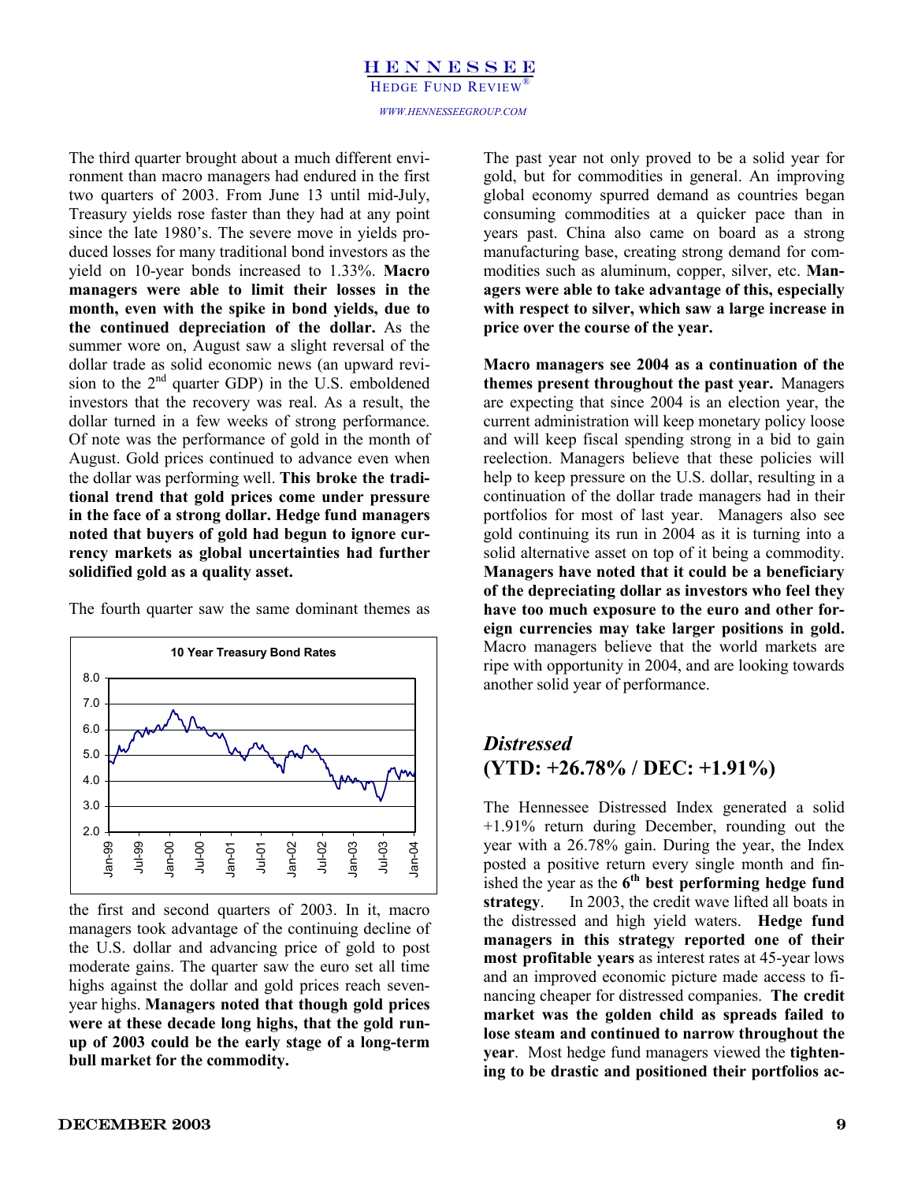The third quarter brought about a much different environment than macro managers had endured in the first two quarters of 2003. From June 13 until mid-July, Treasury yields rose faster than they had at any point since the late 1980's. The severe move in yields produced losses for many traditional bond investors as the yield on 10-year bonds increased to 1.33%. **Macro managers were able to limit their losses in the month, even with the spike in bond yields, due to the continued depreciation of the dollar.** As the summer wore on, August saw a slight reversal of the dollar trade as solid economic news (an upward revision to the 2nd quarter GDP) in the U.S. emboldened investors that the recovery was real. As a result, the dollar turned in a few weeks of strong performance. Of note was the performance of gold in the month of August. Gold prices continued to advance even when the dollar was performing well. **This broke the traditional trend that gold prices come under pressure in the face of a strong dollar. Hedge fund managers noted that buyers of gold had begun to ignore currency markets as global uncertainties had further solidified gold as a quality asset.**

The fourth quarter saw the same dominant themes as the first and second quarters of 2003. In it, macro managers took advantage of the continuing decline of the U.S. dollar and advancing price of gold to post moderate gains. The quarter saw the euro set all time highs against the dollar and gold prices reach seven-year highs. **Managers noted that though gold prices were at these decade long highs, that the gold run-up of 2003 could be the early stage of a long-term bull market for the commodity.**

The past year not only proved to be a solid year for gold, but for commodities in general. An improving global economy spurred demand as countries began consuming commodities at a quicker pace than in years past. China also came on board as a strong manufacturing base, creating strong demand for commodities such as aluminum, copper, silver, etc. **Managers were able to take advantage of this, especially with respect to silver, which saw a large increase in price over the course of the year.**

**Macro managers see 2004 as a continuation of the themes present throughout the past year.** Managers are expecting that since 2004 is an election year, the current administration will keep monetary policy loose and will keep fiscal spending strong in a bid to gain reelection. Managers believe that these policies will help to keep pressure on the U.S. dollar, resulting in a continuation of the dollar trade managers had in their portfolios for most of last year. Managers also see gold continuing its run in 2004 as it is turning into a solid alternative asset on top of it being a commodity. **Managers have noted that it could be a beneficiary of the depreciating dollar as investors who feel they have too much exposure to the euro and other foreign currencies may take larger positions in gold.** Macro managers believe that the world markets are ripe with opportunity in 2004, and are looking towards another solid year of performance.

## *Distressed*
## (YTD: +26.78% / DEC: +1.91%)

The Hennessee Distressed Index generated a solid +1.91% return during December, rounding out the year with a 26.78% gain. During the year, the Index posted a positive return every single month and finished the year as the **6th best performing hedge fund strategy**. In 2003, the credit wave lifted all boats in the distressed and high yield waters. **Hedge fund managers in this strategy reported one of their most profitable years** as interest rates at 45-year lows and an improved economic picture made access to financing cheaper for distressed companies. **The credit market was the golden child as spreads failed to lose steam and continued to narrow throughout the year**. Most hedge fund managers viewed the **tightening to be drastic and positioned their portfolios ac-**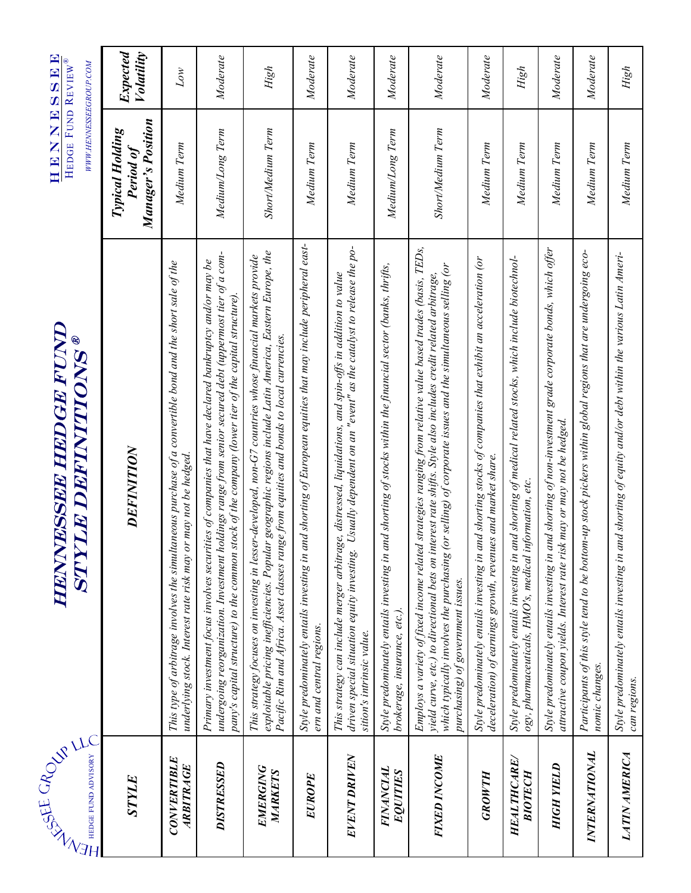# HENNESSEE HEDGE FUND STYLE DEFINITIONS®

| STYLE | DEFINITION | Typical Holding Period of Manager's Position | Expected Volatility |
| --- | --- | --- | --- |
| CONVERTIBLE ARBITRAGE | This type of arbitrage involves the simultaneous purchase of a convertible bond and the short sale of the underlying stock. Interest rate risk may or may not be hedged. | Medium Term | Low |
| DISTRESSED | Primary investment focus involves securities of companies that have declared bankruptcy and/or may be undergoing reorganization. Investment holdings range from senior secured debt (uppermost tier of a company's capital structure) to the common stock of the company (lower tier of the capital structure). | Medium/Long Term | Moderate |
| EMERGING MARKETS | This strategy focuses on investing in lesser-developed, non-G7 countries whose financial markets provide exploitable pricing inefficiencies. Popular geographic regions include Latin America, Eastern Europe, the Pacific Rim and Africa. Asset classes range from equities and bonds to local currencies. | Short/Medium Term | High |
| EUROPE | Style predominately entails investing in and shorting of European equities that may include peripheral eastern and central regions. | Medium Term | Moderate |
| EVENT DRIVEN | This strategy can include merger arbitrage, distressed, liquidations, and spin-offs in addition to value driven special situation equity investing. Usually dependent on an "event" as the catalyst to release the position's intrinsic value. | Medium Term | Moderate |
| FINANCIAL EQUITIES | Style predominately entails investing in and shorting of stocks within the financial sector (banks, thrifts, brokerage, insurance, etc.). | Medium/Long Term | Moderate |
| FIXED INCOME | Employs a variety of fixed income related strategies ranging from relative value based trades (basis, TEDs, yield curve, etc.) to directional bets on interest rate shifts. Style also includes credit related arbitrage, which typically involves the purchasing (or selling) of corporate issues and the simultaneous selling (or purchasing) of government issues. | Short/Medium Term | Moderate |
| GROWTH | Style predominately entails investing in and shorting stocks of companies that exhibit an acceleration (or deceleration) of earnings growth, revenues and market share. | Medium Term | Moderate |
| HEALTHCARE/ BIOTECH | Style predominately entails investing in and shorting of medical related stocks, which include biotechnology, pharmaceuticals, HMO's, medical information, etc. | Medium Term | High |
| HIGH YIELD | Style predominately entails investing in and shorting of non-investment grade corporate bonds, which offer attractive coupon yields. Interest rate risk may or may not be hedged. | Medium Term | Moderate |
| INTERNATIONAL | Participants of this style tend to be bottom-up stock pickers within global regions that are undergoing economic changes. | Medium Term | Moderate |
| LATIN AMERICA | Style predominately entails investing in and shorting of equity and/or debt within the various Latin American regions. | Medium Term | High |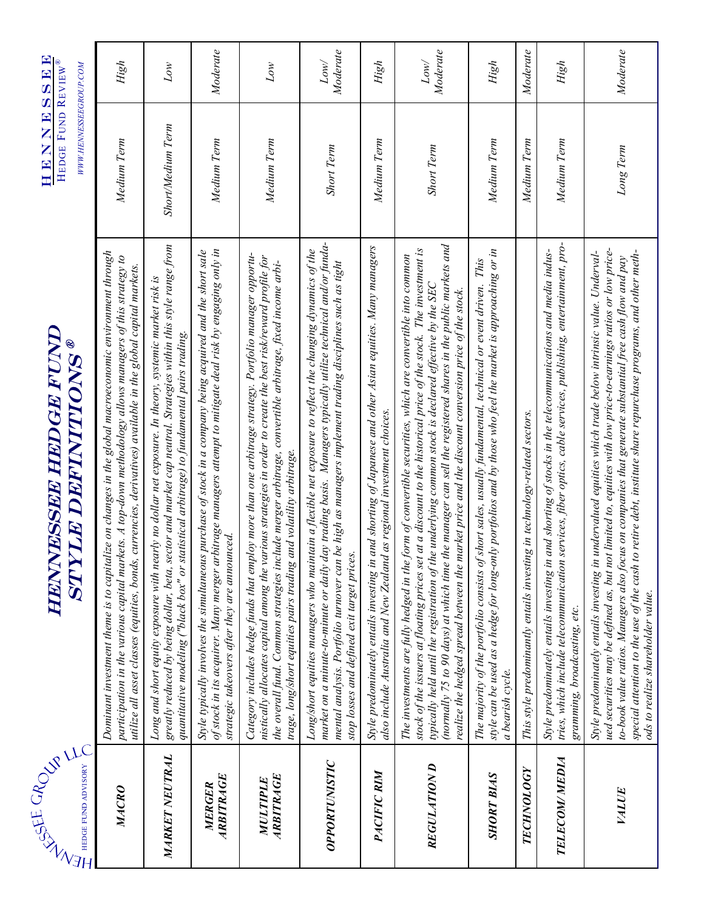# HENNESSEE HEDGE FUND STYLE DEFINITIONS®

| | | | |
|---|---|---|---|
| **MACRO** | *Dominant investment theme is to capitalize on changes in the global macroeconomic environment through participation in the various capital markets. A top-down methodology allows managers of this strategy to utilize all asset classes (equities, bonds, currencies, derivatives) available in the global capital markets.* | *Medium Term* | *High* |
| **MARKET NEUTRAL** | *Long and short equity exposure with nearly no dollar net exposure. In theory, systemic market risk is greatly reduced by being dollar, beta, sector and market cap neutral. Strategies within this style range from quantitative modeling ("black box" or statistical arbitrage) to fundamental pairs trading.* | *Short/Medium Term* | *Low* |
| **MERGER ARBITRAGE** | *Style typically involves the simultaneous purchase of stock in a company being acquired and the short sale of stock in its acquirer. Many merger arbitrage managers attempt to mitigate deal risk by engaging only in strategic takeovers after they are announced.* | *Medium Term* | *Moderate* |
| **MULTIPLE ARBITRAGE** | *Category includes hedge funds that employ more than one arbitrage strategy. Portfolio manager opportunistically allocates capital among the various strategies in order to create the best risk/reward profile for the overall fund. Common strategies include merger arbitrage, convertible arbitrage, fixed income arbitrage, long/short equities pairs trading and volatility arbitrage.* | *Medium Term* | *Low* |
| **OPPORTUNISTIC** | *Long/short equities managers who maintain a flexible net exposure to reflect the changing dynamics of the market on a minute-to-minute or daily day trading basis. Managers typically utilize technical and/or fundamental analysis. Portfolio turnover can be high as managers implement trading disciplines such as tight stop losses and defined exit target prices.* | *Short Term* | *Low/ Moderate* |
| **PACIFIC RIM** | *Style predominately entails investing in and shorting of Japanese and other Asian equities. Many managers also include Australia and New Zealand as regional investment choices.* | *Medium Term* | *High* |
| **REGULATION D** | *The investments are fully hedged in the form of convertible securities, which are convertible into common stock of the issuers at floating prices set at a discount to the historical price of the stock. The investment is typically held until the registration of the underlying common stock is declared effective by the SEC (normally 75 to 90 days) at which time the manager can sell the registered shares in the public markets and realize the hedged spread between the market price and the discount conversion price of the stock.* | *Short Term* | *Low/ Moderate* |
| **SHORT BIAS** | *The majority of the portfolio consists of short sales, usually fundamental, technical or event driven. This style can be used as a hedge for long-only portfolios and by those who feel the market is approaching or in a bearish cycle.* | *Medium Term* | *High* |
| **TECHNOLOGY** | *This style predominantly entails investing in technology-related sectors.* | *Medium Term* | *Moderate* |
| **TELECOM/ MEDIA** | *Style predominately entails investing in and shorting of stocks in the telecommunications and media industries, which include telecommunication services, fiber optics, cable services, publishing, entertainment, programming, broadcasting, etc.* | *Medium Term* | *High* |
| **VALUE** | *Style predominately entails investing in undervalued equities which trade below intrinsic value. Undervalued securities may be defined as, but not limited to, equities with low price-to-earnings ratios or low price-to-book value ratios. Managers also focus on companies that generate substantial free cash flow and pay special attention to the use of the cash to retire debt, institute share repurchase programs, and other methods to realize shareholder value.* | *Long Term* | *Moderate* |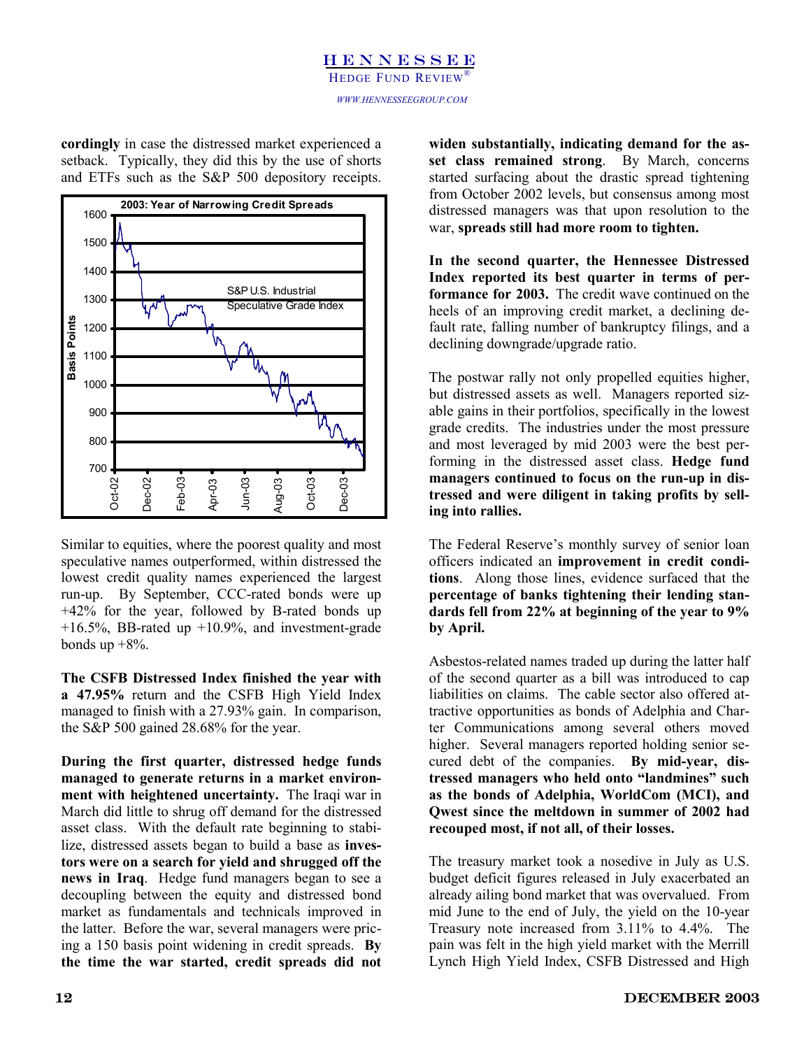**cordingly** in case the distressed market experienced a setback. Typically, they did this by the use of shorts and ETFs such as the S&P 500 depository receipts.

Similar to equities, where the poorest quality and most speculative names outperformed, within distressed the lowest credit quality names experienced the largest run-up. By September, CCC-rated bonds were up +42% for the year, followed by B-rated bonds up +16.5%, BB-rated up +10.9%, and investment-grade bonds up +8%.

**The CSFB Distressed Index finished the year with a 47.95%** return and the CSFB High Yield Index managed to finish with a 27.93% gain. In comparison, the S&P 500 gained 28.68% for the year.

**During the first quarter, distressed hedge funds managed to generate returns in a market environment with heightened uncertainty.** The Iraqi war in March did little to shrug off demand for the distressed asset class. With the default rate beginning to stabilize, distressed assets began to build a base as **investors were on a search for yield and shrugged off the news in Iraq**. Hedge fund managers began to see a decoupling between the equity and distressed bond market as fundamentals and technicals improved in the latter. Before the war, several managers were pricing a 150 basis point widening in credit spreads. **By the time the war started, credit spreads did not widen substantially, indicating demand for the asset class remained strong**. By March, concerns started surfacing about the drastic spread tightening from October 2002 levels, but consensus among most distressed managers was that upon resolution to the war, **spreads still had more room to tighten.**

**In the second quarter, the Hennessee Distressed Index reported its best quarter in terms of performance for 2003.** The credit wave continued on the heels of an improving credit market, a declining default rate, falling number of bankruptcy filings, and a declining downgrade/upgrade ratio.

The postwar rally not only propelled equities higher, but distressed assets as well. Managers reported sizable gains in their portfolios, specifically in the lowest grade credits. The industries under the most pressure and most leveraged by mid 2003 were the best performing in the distressed asset class. **Hedge fund managers continued to focus on the run-up in distressed and were diligent in taking profits by selling into rallies.**

The Federal Reserve's monthly survey of senior loan officers indicated an **improvement in credit conditions**. Along those lines, evidence surfaced that the **percentage of banks tightening their lending standards fell from 22% at beginning of the year to 9% by April.**

Asbestos-related names traded up during the latter half of the second quarter as a bill was introduced to cap liabilities on claims. The cable sector also offered attractive opportunities as bonds of Adelphia and Charter Communications among several others moved higher. Several managers reported holding senior secured debt of the companies. **By mid-year, distressed managers who held onto "landmines" such as the bonds of Adelphia, WorldCom (MCI), and Qwest since the meltdown in summer of 2002 had recouped most, if not all, of their losses.**

The treasury market took a nosedive in July as U.S. budget deficit figures released in July exacerbated an already ailing bond market that was overvalued. From mid June to the end of July, the yield on the 10-year Treasury note increased from 3.11% to 4.4%. The pain was felt in the high yield market with the Merrill Lynch High Yield Index, CSFB Distressed and High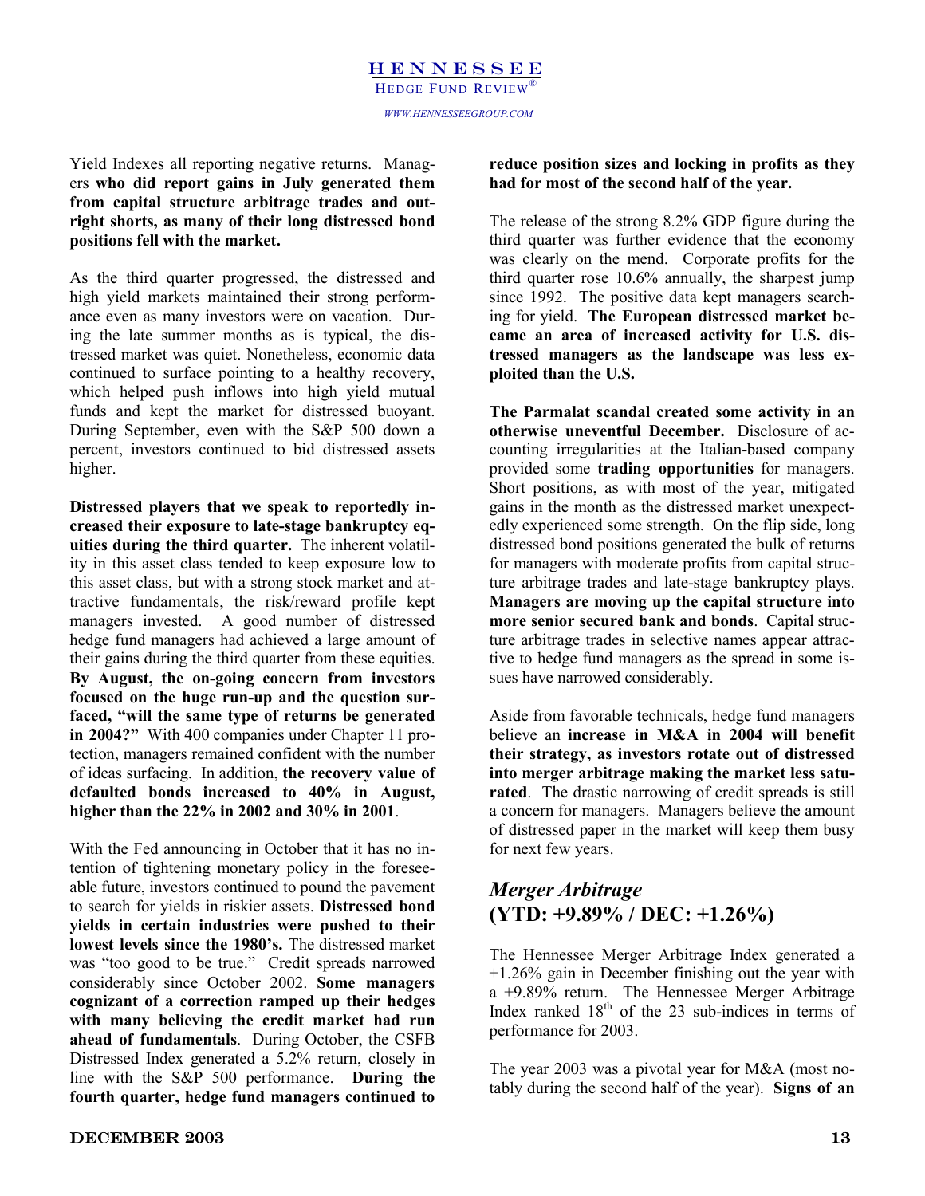Yield Indexes all reporting negative returns. Managers **who did report gains in July generated them from capital structure arbitrage trades and outright shorts, as many of their long distressed bond positions fell with the market.**

As the third quarter progressed, the distressed and high yield markets maintained their strong performance even as many investors were on vacation. During the late summer months as is typical, the distressed market was quiet. Nonetheless, economic data continued to surface pointing to a healthy recovery, which helped push inflows into high yield mutual funds and kept the market for distressed buoyant. During September, even with the S&P 500 down a percent, investors continued to bid distressed assets higher.

**Distressed players that we speak to reportedly increased their exposure to late-stage bankruptcy equities during the third quarter.** The inherent volatility in this asset class tended to keep exposure low to this asset class, but with a strong stock market and attractive fundamentals, the risk/reward profile kept managers invested. A good number of distressed hedge fund managers had achieved a large amount of their gains during the third quarter from these equities. **By August, the on-going concern from investors focused on the huge run-up and the question surfaced, "will the same type of returns be generated in 2004?"** With 400 companies under Chapter 11 protection, managers remained confident with the number of ideas surfacing. In addition, **the recovery value of defaulted bonds increased to 40% in August, higher than the 22% in 2002 and 30% in 2001**.

With the Fed announcing in October that it has no intention of tightening monetary policy in the foreseeable future, investors continued to pound the pavement to search for yields in riskier assets. **Distressed bond yields in certain industries were pushed to their lowest levels since the 1980's.** The distressed market was "too good to be true." Credit spreads narrowed considerably since October 2002. **Some managers cognizant of a correction ramped up their hedges with many believing the credit market had run ahead of fundamentals**. During October, the CSFB Distressed Index generated a 5.2% return, closely in line with the S&P 500 performance. **During the fourth quarter, hedge fund managers continued to reduce position sizes and locking in profits as they had for most of the second half of the year.**

The release of the strong 8.2% GDP figure during the third quarter was further evidence that the economy was clearly on the mend. Corporate profits for the third quarter rose 10.6% annually, the sharpest jump since 1992. The positive data kept managers searching for yield. **The European distressed market became an area of increased activity for U.S. distressed managers as the landscape was less exploited than the U.S.**

**The Parmalat scandal created some activity in an otherwise uneventful December.** Disclosure of accounting irregularities at the Italian-based company provided some **trading opportunities** for managers. Short positions, as with most of the year, mitigated gains in the month as the distressed market unexpectedly experienced some strength. On the flip side, long distressed bond positions generated the bulk of returns for managers with moderate profits from capital structure arbitrage trades and late-stage bankruptcy plays. **Managers are moving up the capital structure into more senior secured bank and bonds**. Capital structure arbitrage trades in selective names appear attractive to hedge fund managers as the spread in some issues have narrowed considerably.

Aside from favorable technicals, hedge fund managers believe an **increase in M&A in 2004 will benefit their strategy, as investors rotate out of distressed into merger arbitrage making the market less saturated**. The drastic narrowing of credit spreads is still a concern for managers. Managers believe the amount of distressed paper in the market will keep them busy for next few years.

## *Merger Arbitrage* (YTD: +9.89% / DEC: +1.26%)

The Hennessee Merger Arbitrage Index generated a +1.26% gain in December finishing out the year with a +9.89% return. The Hennessee Merger Arbitrage Index ranked 18th of the 23 sub-indices in terms of performance for 2003.

The year 2003 was a pivotal year for M&A (most notably during the second half of the year). **Signs of an**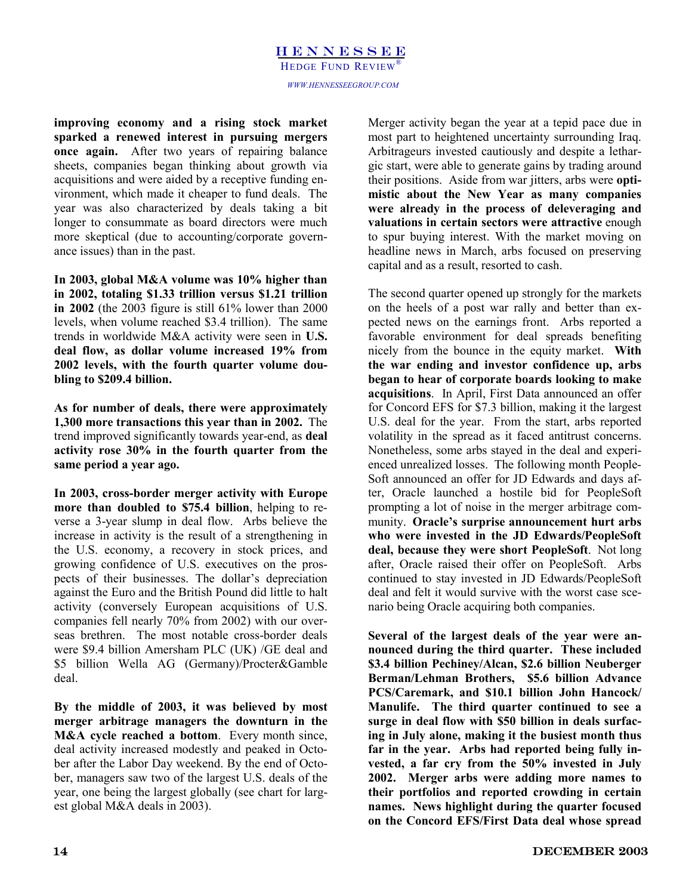**improving economy and a rising stock market sparked a renewed interest in pursuing mergers once again.** After two years of repairing balance sheets, companies began thinking about growth via acquisitions and were aided by a receptive funding environment, which made it cheaper to fund deals. The year was also characterized by deals taking a bit longer to consummate as board directors were much more skeptical (due to accounting/corporate governance issues) than in the past.

**In 2003, global M&A volume was 10% higher than in 2002, totaling $1.33 trillion versus $1.21 trillion in 2002** (the 2003 figure is still 61% lower than 2000 levels, when volume reached $3.4 trillion). The same trends in worldwide M&A activity were seen in **U.S. deal flow, as dollar volume increased 19% from 2002 levels, with the fourth quarter volume doubling to $209.4 billion.**

**As for number of deals, there were approximately 1,300 more transactions this year than in 2002.** The trend improved significantly towards year-end, as **deal activity rose 30% in the fourth quarter from the same period a year ago.**

**In 2003, cross-border merger activity with Europe more than doubled to $75.4 billion**, helping to reverse a 3-year slump in deal flow. Arbs believe the increase in activity is the result of a strengthening in the U.S. economy, a recovery in stock prices, and growing confidence of U.S. executives on the prospects of their businesses. The dollar's depreciation against the Euro and the British Pound did little to halt activity (conversely European acquisitions of U.S. companies fell nearly 70% from 2002) with our overseas brethren. The most notable cross-border deals were $9.4 billion Amersham PLC (UK) /GE deal and $5 billion Wella AG (Germany)/Procter&Gamble deal.

**By the middle of 2003, it was believed by most merger arbitrage managers the downturn in the M&A cycle reached a bottom**. Every month since, deal activity increased modestly and peaked in October after the Labor Day weekend. By the end of October, managers saw two of the largest U.S. deals of the year, one being the largest globally (see chart for largest global M&A deals in 2003).

Merger activity began the year at a tepid pace due in most part to heightened uncertainty surrounding Iraq. Arbitrageurs invested cautiously and despite a lethargic start, were able to generate gains by trading around their positions. Aside from war jitters, arbs were **optimistic about the New Year as many companies were already in the process of deleveraging and valuations in certain sectors were attractive** enough to spur buying interest. With the market moving on headline news in March, arbs focused on preserving capital and as a result, resorted to cash.

The second quarter opened up strongly for the markets on the heels of a post war rally and better than expected news on the earnings front. Arbs reported a favorable environment for deal spreads benefiting nicely from the bounce in the equity market. **With the war ending and investor confidence up, arbs began to hear of corporate boards looking to make acquisitions**. In April, First Data announced an offer for Concord EFS for $7.3 billion, making it the largest U.S. deal for the year. From the start, arbs reported volatility in the spread as it faced antitrust concerns. Nonetheless, some arbs stayed in the deal and experienced unrealized losses. The following month PeopleSoft announced an offer for JD Edwards and days after, Oracle launched a hostile bid for PeopleSoft prompting a lot of noise in the merger arbitrage community. **Oracle's surprise announcement hurt arbs who were invested in the JD Edwards/PeopleSoft deal, because they were short PeopleSoft**. Not long after, Oracle raised their offer on PeopleSoft. Arbs continued to stay invested in JD Edwards/PeopleSoft deal and felt it would survive with the worst case scenario being Oracle acquiring both companies.

**Several of the largest deals of the year were announced during the third quarter. These included $3.4 billion Pechiney/Alcan, $2.6 billion Neuberger Berman/Lehman Brothers, $5.6 billion Advance PCS/Caremark, and $10.1 billion John Hancock/Manulife. The third quarter continued to see a surge in deal flow with $50 billion in deals surfacing in July alone, making it the busiest month thus far in the year. Arbs had reported being fully invested, a far cry from the 50% invested in July 2002. Merger arbs were adding more names to their portfolios and reported crowding in certain names. News highlight during the quarter focused on the Concord EFS/First Data deal whose spread**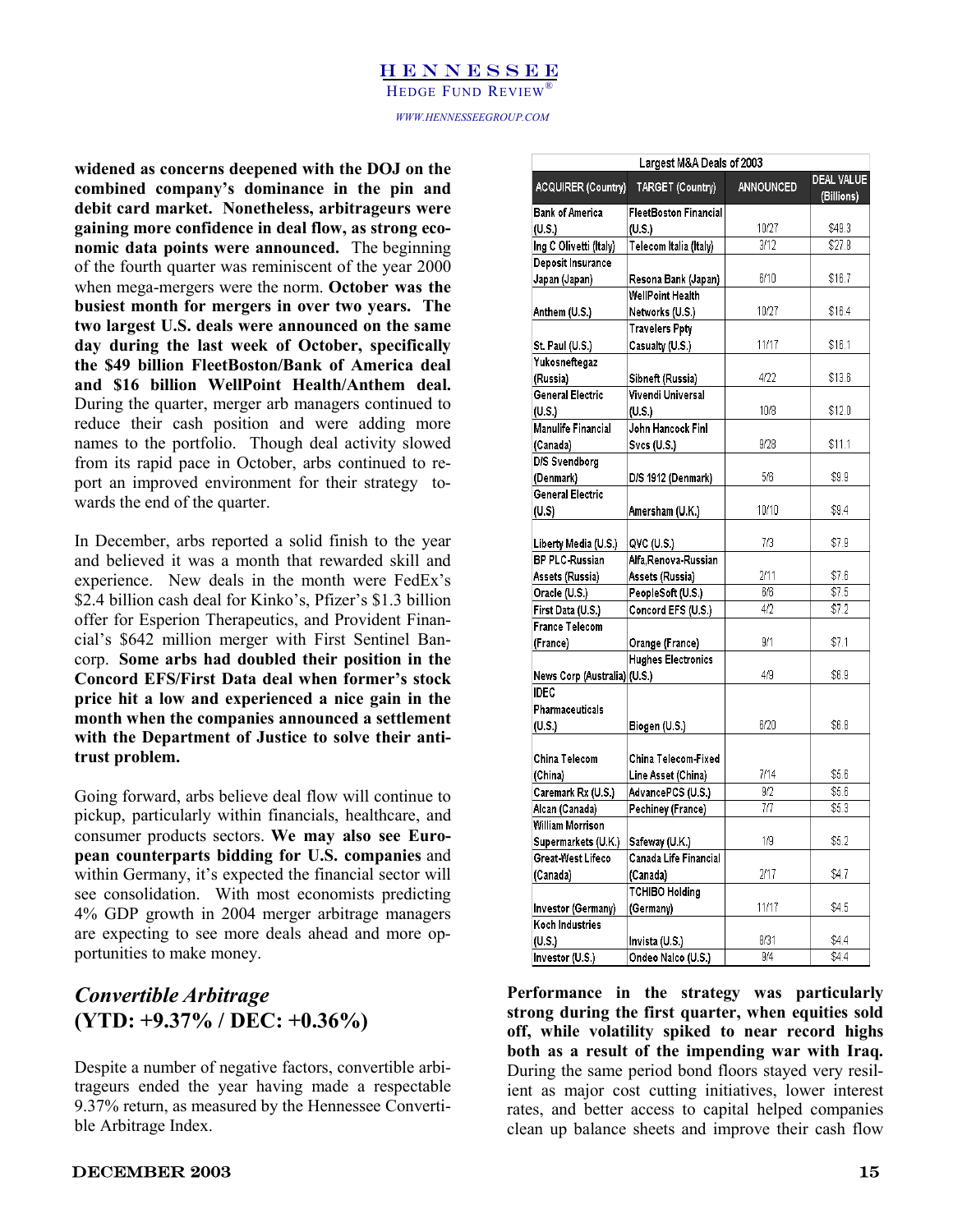**widened as concerns deepened with the DOJ on the combined company's dominance in the pin and debit card market. Nonetheless, arbitrageurs were gaining more confidence in deal flow, as strong economic data points were announced.** The beginning of the fourth quarter was reminiscent of the year 2000 when mega-mergers were the norm. **October was the busiest month for mergers in over two years. The two largest U.S. deals were announced on the same day during the last week of October, specifically the $49 billion FleetBoston/Bank of America deal and $16 billion WellPoint Health/Anthem deal.** During the quarter, merger arb managers continued to reduce their cash position and were adding more names to the portfolio. Though deal activity slowed from its rapid pace in October, arbs continued to report an improved environment for their strategy towards the end of the quarter.

In December, arbs reported a solid finish to the year and believed it was a month that rewarded skill and experience. New deals in the month were FedEx's $2.4 billion cash deal for Kinko's, Pfizer's $1.3 billion offer for Esperion Therapeutics, and Provident Financial's $642 million merger with First Sentinel Bancorp. **Some arbs had doubled their position in the Concord EFS/First Data deal when former's stock price hit a low and experienced a nice gain in the month when the companies announced a settlement with the Department of Justice to solve their antitrust problem.**

Going forward, arbs believe deal flow will continue to pickup, particularly within financials, healthcare, and consumer products sectors. **We may also see European counterparts bidding for U.S. companies** and within Germany, it's expected the financial sector will see consolidation. With most economists predicting 4% GDP growth in 2004 merger arbitrage managers are expecting to see more deals ahead and more opportunities to make money.

| Largest M&A Deals of 2003 | | | |
|---|---|---|---|
| **ACQUIRER (Country)** | **TARGET (Country)** | **ANNOUNCED** | **DEAL VALUE (Billions)** |
| Bank of America (U.S.) | FleetBoston Financial (U.S.) | 10/27 | $49.3 |
| Ing C Olivetti (Italy) | Telecom Italia (Italy) | 3/12 | $27.8 |
| Deposit Insurance Japan (Japan) | Resona Bank (Japan) | 6/10 | $16.7 |
| Anthem (U.S.) | WellPoint Health Networks (U.S.) | 10/27 | $16.4 |
| St. Paul (U.S.) | Travelers Ppty Casualty (U.S.) | 11/17 | $16.1 |
| Yukosneftegaz (Russia) | Sibneft (Russia) | 4/22 | $13.6 |
| General Electric (U.S.) | Vivendi Universal (U.S.) | 10/8 | $12.0 |
| Manulife Financial (Canada) | John Hancock Finl Svcs (U.S.) | 9/28 | $11.1 |
| D/S Svendborg (Denmark) | D/S 1912 (Denmark) | 5/6 | $9.9 |
| General Electric (U.S) | Amersham (U.K.) | 10/10 | $9.4 |
| Liberty Media (U.S.) | QVC (U.S.) | 7/3 | $7.9 |
| BP PLC-Russian Assets (Russia) | Alfa,Renova-Russian Assets (Russia) | 2/11 | $7.6 |
| Oracle (U.S.) | PeopleSoft (U.S.) | 6/6 | $7.5 |
| First Data (U.S.) | Concord EFS (U.S.) | 4/2 | $7.2 |
| France Telecom (France) | Orange (France) | 9/1 | $7.1 |
| News Corp (Australia) | Hughes Electronics (U.S.) | 4/9 | $6.9 |
| IDEC Pharmaceuticals (U.S.) | Biogen (U.S.) | 6/20 | $6.8 |
| China Telecom (China) | China Telecom-Fixed Line Asset (China) | 7/14 | $5.6 |
| Caremark Rx (U.S.) | AdvancePCS (U.S.) | 9/2 | $5.6 |
| Alcan (Canada) | Pechiney (France) | 7/7 | $5.3 |
| William Morrison Supermarkets (U.K.) | Safeway (U.K.) | 1/9 | $5.2 |
| Great-West Lifeco (Canada) | Canada Life Financial (Canada) | 2/17 | $4.7 |
| Investor (Germany) | TCHIBO Holding (Germany) | 11/17 | $4.5 |
| Koch Industries (U.S.) | Invista (U.S.) | 8/31 | $4.4 |
| Investor (U.S.) | Ondeo Nalco (U.S.) | 9/4 | $4.4 |

## *Convertible Arbitrage* (YTD: +9.37% / DEC: +0.36%)

Despite a number of negative factors, convertible arbitrageurs ended the year having made a respectable 9.37% return, as measured by the Hennessee Convertible Arbitrage Index.

**Performance in the strategy was particularly strong during the first quarter, when equities sold off, while volatility spiked to near record highs both as a result of the impending war with Iraq.** During the same period bond floors stayed very resilient as major cost cutting initiatives, lower interest rates, and better access to capital helped companies clean up balance sheets and improve their cash flow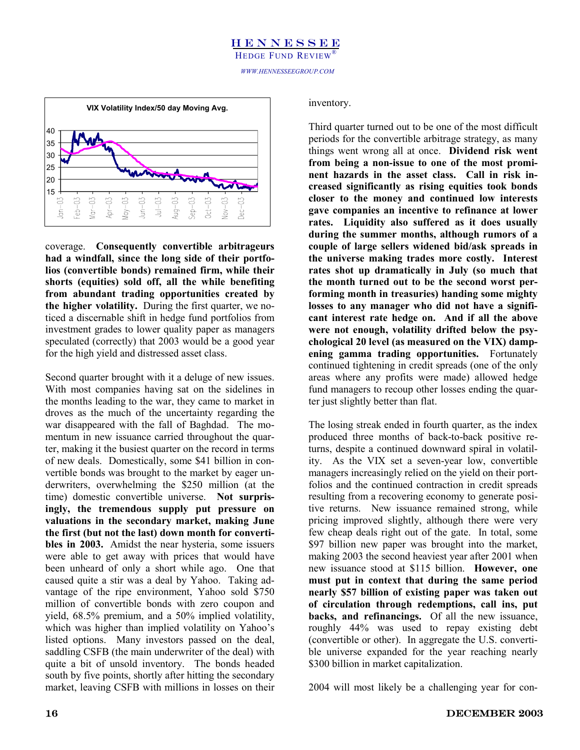coverage. **Consequently convertible arbitrageurs had a windfall, since the long side of their portfolios (convertible bonds) remained firm, while their shorts (equities) sold off, all the while benefiting from abundant trading opportunities created by the higher volatility.** During the first quarter, we noticed a discernable shift in hedge fund portfolios from investment grades to lower quality paper as managers speculated (correctly) that 2003 would be a good year for the high yield and distressed asset class.

Second quarter brought with it a deluge of new issues. With most companies having sat on the sidelines in the months leading to the war, they came to market in droves as the much of the uncertainty regarding the war disappeared with the fall of Baghdad. The momentum in new issuance carried throughout the quarter, making it the busiest quarter on the record in terms of new deals. Domestically, some $41 billion in convertible bonds was brought to the market by eager underwriters, overwhelming the $250 million (at the time) domestic convertible universe. **Not surprisingly, the tremendous supply put pressure on valuations in the secondary market, making June the first (but not the last) down month for convertibles in 2003.** Amidst the near hysteria, some issuers were able to get away with prices that would have been unheard of only a short while ago. One that caused quite a stir was a deal by Yahoo. Taking advantage of the ripe environment, Yahoo sold $750 million of convertible bonds with zero coupon and yield, 68.5% premium, and a 50% implied volatility, which was higher than implied volatility on Yahoo's listed options. Many investors passed on the deal, saddling CSFB (the main underwriter of the deal) with quite a bit of unsold inventory. The bonds headed south by five points, shortly after hitting the secondary market, leaving CSFB with millions in losses on their inventory.

Third quarter turned out to be one of the most difficult periods for the convertible arbitrage strategy, as many things went wrong all at once. **Dividend risk went from being a non-issue to one of the most prominent hazards in the asset class. Call in risk increased significantly as rising equities took bonds closer to the money and continued low interests gave companies an incentive to refinance at lower rates. Liquidity also suffered as it does usually during the summer months, although rumors of a couple of large sellers widened bid/ask spreads in the universe making trades more costly. Interest rates shot up dramatically in July (so much that the month turned out to be the second worst performing month in treasuries) handing some mighty losses to any manager who did not have a significant interest rate hedge on. And if all the above were not enough, volatility drifted below the psychological 20 level (as measured on the VIX) dampening gamma trading opportunities.** Fortunately continued tightening in credit spreads (one of the only areas where any profits were made) allowed hedge fund managers to recoup other losses ending the quarter just slightly better than flat.

The losing streak ended in fourth quarter, as the index produced three months of back-to-back positive returns, despite a continued downward spiral in volatility. As the VIX set a seven-year low, convertible managers increasingly relied on the yield on their portfolios and the continued contraction in credit spreads resulting from a recovering economy to generate positive returns. New issuance remained strong, while pricing improved slightly, although there were very few cheap deals right out of the gate. In total, some $97 billion new paper was brought into the market, making 2003 the second heaviest year after 2001 when new issuance stood at $115 billion. **However, one must put in context that during the same period nearly $57 billion of existing paper was taken out of circulation through redemptions, call ins, put backs, and refinancings.** Of all the new issuance, roughly 44% was used to repay existing debt (convertible or other). In aggregate the U.S. convertible universe expanded for the year reaching nearly $300 billion in market capitalization.

2004 will most likely be a challenging year for con-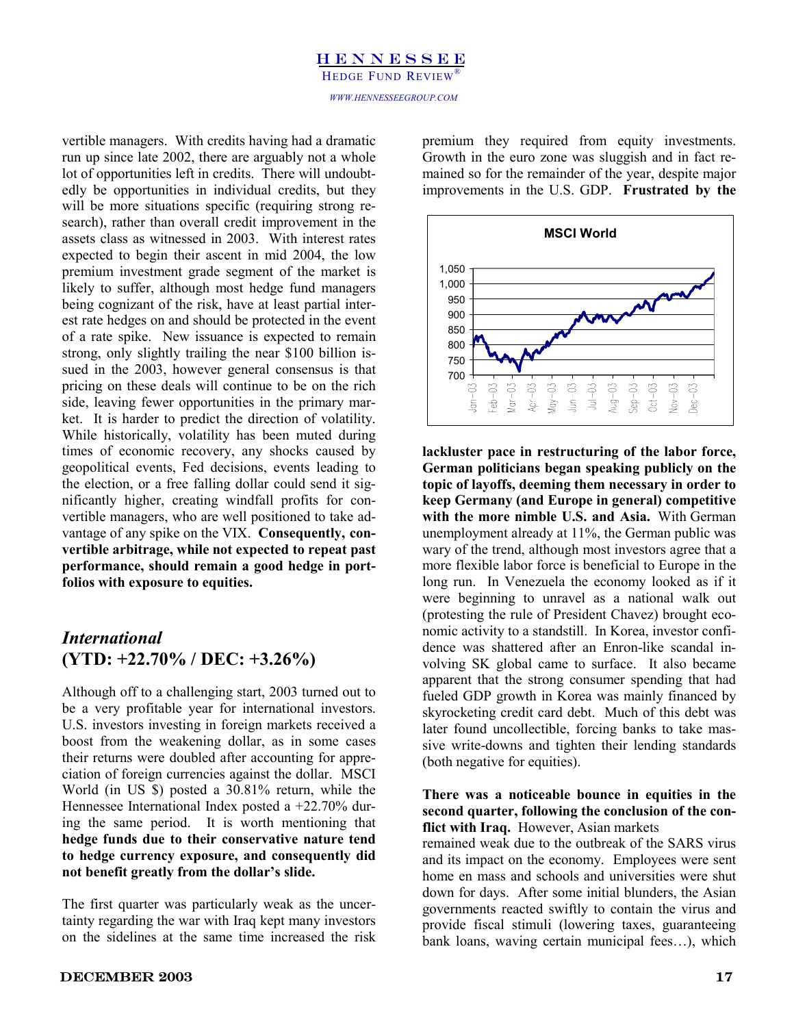vertible managers. With credits having had a dramatic run up since late 2002, there are arguably not a whole lot of opportunities left in credits. There will undoubtedly be opportunities in individual credits, but they will be more situations specific (requiring strong research), rather than overall credit improvement in the assets class as witnessed in 2003. With interest rates expected to begin their ascent in mid 2004, the low premium investment grade segment of the market is likely to suffer, although most hedge fund managers being cognizant of the risk, have at least partial interest rate hedges on and should be protected in the event of a rate spike. New issuance is expected to remain strong, only slightly trailing the near $100 billion issued in the 2003, however general consensus is that pricing on these deals will continue to be on the rich side, leaving fewer opportunities in the primary market. It is harder to predict the direction of volatility. While historically, volatility has been muted during times of economic recovery, any shocks caused by geopolitical events, Fed decisions, events leading to the election, or a free falling dollar could send it significantly higher, creating windfall profits for convertible managers, who are well positioned to take advantage of any spike on the VIX. **Consequently, convertible arbitrage, while not expected to repeat past performance, should remain a good hedge in portfolios with exposure to equities.**

## *International*
## (YTD: +22.70% / DEC: +3.26%)

Although off to a challenging start, 2003 turned out to be a very profitable year for international investors. U.S. investors investing in foreign markets received a boost from the weakening dollar, as in some cases their returns were doubled after accounting for appreciation of foreign currencies against the dollar. MSCI World (in US $) posted a 30.81% return, while the Hennessee International Index posted a +22.70% during the same period. It is worth mentioning that **hedge funds due to their conservative nature tend to hedge currency exposure, and consequently did not benefit greatly from the dollar's slide.**

The first quarter was particularly weak as the uncertainty regarding the war with Iraq kept many investors on the sidelines at the same time increased the risk premium they required from equity investments. Growth in the euro zone was sluggish and in fact remained so for the remainder of the year, despite major improvements in the U.S. GDP. **Frustrated by the lackluster pace in restructuring of the labor force, German politicians began speaking publicly on the topic of layoffs, deeming them necessary in order to keep Germany (and Europe in general) competitive with the more nimble U.S. and Asia.** With German unemployment already at 11%, the German public was wary of the trend, although most investors agree that a more flexible labor force is beneficial to Europe in the long run. In Venezuela the economy looked as if it were beginning to unravel as a national walk out (protesting the rule of President Chavez) brought economic activity to a standstill. In Korea, investor confidence was shattered after an Enron-like scandal involving SK global came to surface. It also became apparent that the strong consumer spending that had fueled GDP growth in Korea was mainly financed by skyrocketing credit card debt. Much of this debt was later found uncollectible, forcing banks to take massive write-downs and tighten their lending standards (both negative for equities).

**There was a noticeable bounce in equities in the second quarter, following the conclusion of the conflict with Iraq.** However, Asian markets remained weak due to the outbreak of the SARS virus and its impact on the economy. Employees were sent home en mass and schools and universities were shut down for days. After some initial blunders, the Asian governments reacted swiftly to contain the virus and provide fiscal stimuli (lowering taxes, guaranteeing bank loans, waving certain municipal fees…), which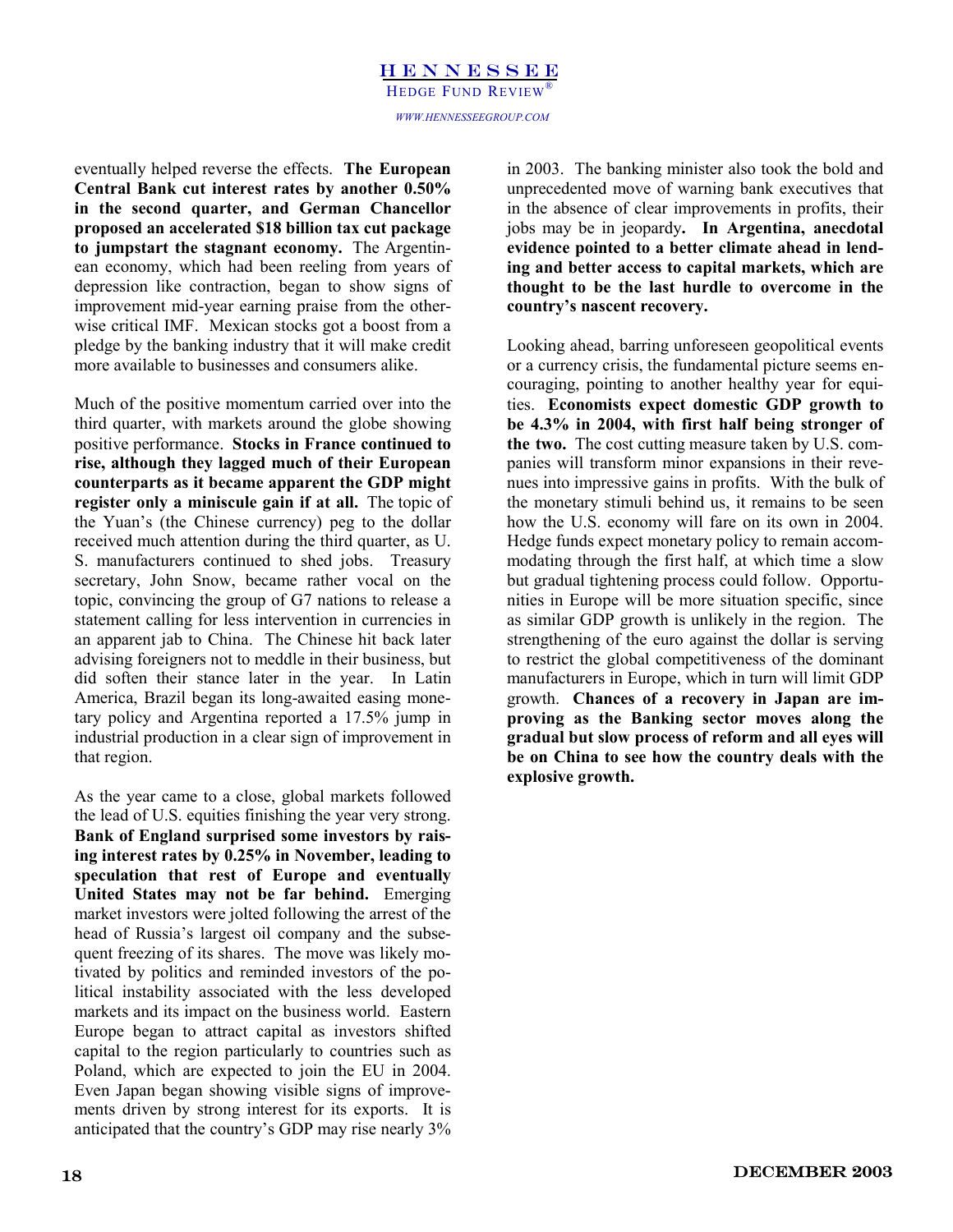eventually helped reverse the effects. **The European Central Bank cut interest rates by another 0.50% in the second quarter, and German Chancellor proposed an accelerated $18 billion tax cut package to jumpstart the stagnant economy.** The Argentinean economy, which had been reeling from years of depression like contraction, began to show signs of improvement mid-year earning praise from the otherwise critical IMF. Mexican stocks got a boost from a pledge by the banking industry that it will make credit more available to businesses and consumers alike.

Much of the positive momentum carried over into the third quarter, with markets around the globe showing positive performance. **Stocks in France continued to rise, although they lagged much of their European counterparts as it became apparent the GDP might register only a miniscule gain if at all.** The topic of the Yuan's (the Chinese currency) peg to the dollar received much attention during the third quarter, as U. S. manufacturers continued to shed jobs. Treasury secretary, John Snow, became rather vocal on the topic, convincing the group of G7 nations to release a statement calling for less intervention in currencies in an apparent jab to China. The Chinese hit back later advising foreigners not to meddle in their business, but did soften their stance later in the year. In Latin America, Brazil began its long-awaited easing monetary policy and Argentina reported a 17.5% jump in industrial production in a clear sign of improvement in that region.

As the year came to a close, global markets followed the lead of U.S. equities finishing the year very strong. **Bank of England surprised some investors by raising interest rates by 0.25% in November, leading to speculation that rest of Europe and eventually United States may not be far behind.** Emerging market investors were jolted following the arrest of the head of Russia's largest oil company and the subsequent freezing of its shares. The move was likely motivated by politics and reminded investors of the political instability associated with the less developed markets and its impact on the business world. Eastern Europe began to attract capital as investors shifted capital to the region particularly to countries such as Poland, which are expected to join the EU in 2004. Even Japan began showing visible signs of improvements driven by strong interest for its exports. It is anticipated that the country's GDP may rise nearly 3% in 2003. The banking minister also took the bold and unprecedented move of warning bank executives that in the absence of clear improvements in profits, their jobs may be in jeopardy**. In Argentina, anecdotal evidence pointed to a better climate ahead in lending and better access to capital markets, which are thought to be the last hurdle to overcome in the country's nascent recovery.**

Looking ahead, barring unforeseen geopolitical events or a currency crisis, the fundamental picture seems encouraging, pointing to another healthy year for equities. **Economists expect domestic GDP growth to be 4.3% in 2004, with first half being stronger of the two.** The cost cutting measure taken by U.S. companies will transform minor expansions in their revenues into impressive gains in profits. With the bulk of the monetary stimuli behind us, it remains to be seen how the U.S. economy will fare on its own in 2004. Hedge funds expect monetary policy to remain accommodating through the first half, at which time a slow but gradual tightening process could follow. Opportunities in Europe will be more situation specific, since as similar GDP growth is unlikely in the region. The strengthening of the euro against the dollar is serving to restrict the global competitiveness of the dominant manufacturers in Europe, which in turn will limit GDP growth. **Chances of a recovery in Japan are improving as the Banking sector moves along the gradual but slow process of reform and all eyes will be on China to see how the country deals with the explosive growth.**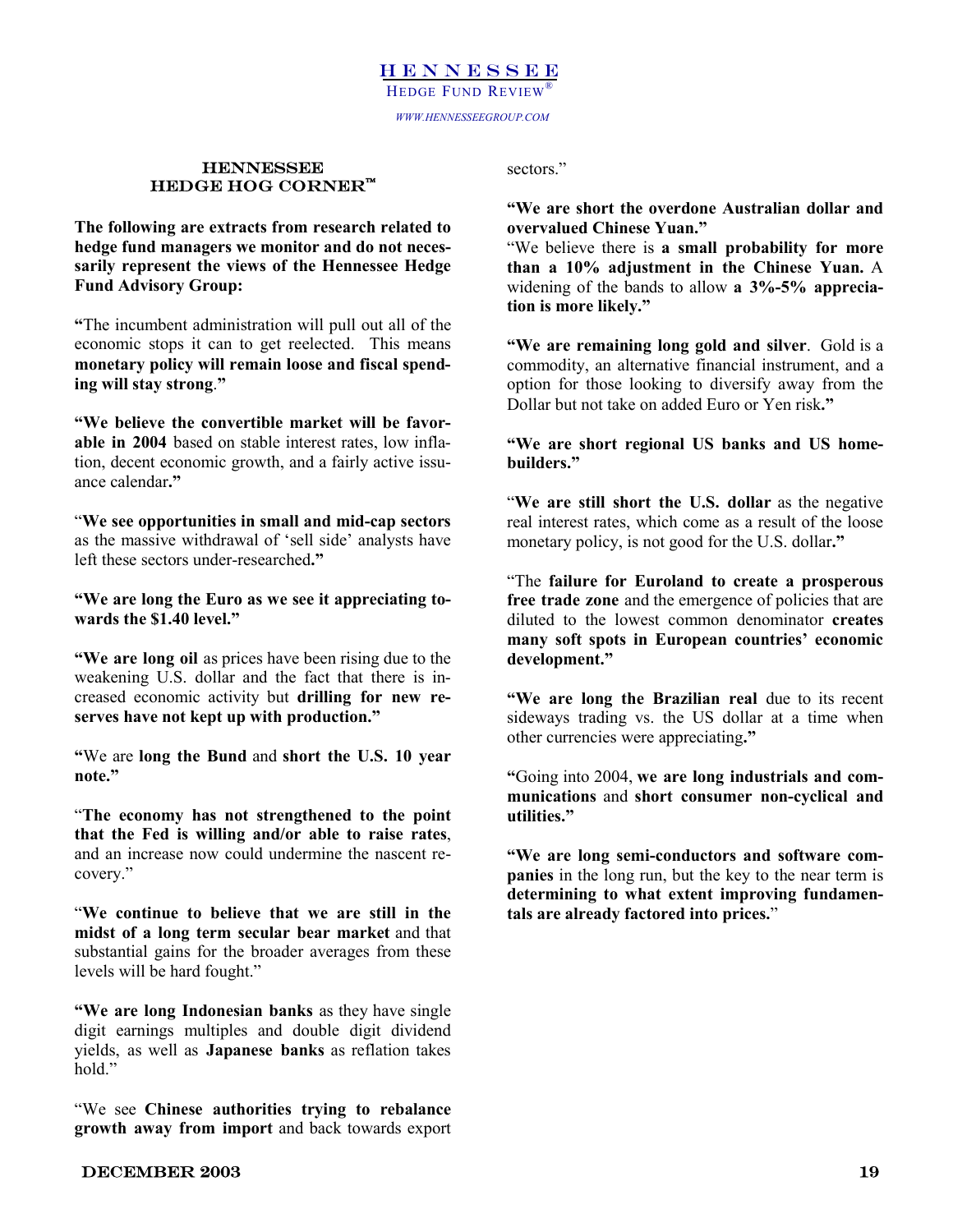## HENNESSEE HEDGE HOG CORNER™

**The following are extracts from research related to hedge fund managers we monitor and do not necessarily represent the views of the Hennessee Hedge Fund Advisory Group:**

**"**The incumbent administration will pull out all of the economic stops it can to get reelected. This means **monetary policy will remain loose and fiscal spending will stay strong**.**"**

**"We believe the convertible market will be favorable in 2004** based on stable interest rates, low inflation, decent economic growth, and a fairly active issuance calendar**."**

"**We see opportunities in small and mid-cap sectors** as the massive withdrawal of 'sell side' analysts have left these sectors under-researched**."**

**"We are long the Euro as we see it appreciating towards the $1.40 level."**

**"We are long oil** as prices have been rising due to the weakening U.S. dollar and the fact that there is increased economic activity but **drilling for new reserves have not kept up with production."**

**"**We are **long the Bund** and **short the U.S. 10 year note."**

"**The economy has not strengthened to the point that the Fed is willing and/or able to raise rates**, and an increase now could undermine the nascent recovery."

"**We continue to believe that we are still in the midst of a long term secular bear market** and that substantial gains for the broader averages from these levels will be hard fought."

**"We are long Indonesian banks** as they have single digit earnings multiples and double digit dividend yields, as well as **Japanese banks** as reflation takes hold."

"We see **Chinese authorities trying to rebalance growth away from import** and back towards export sectors."

**"We are short the overdone Australian dollar and overvalued Chinese Yuan."**

"We believe there is **a small probability for more than a 10% adjustment in the Chinese Yuan.** A widening of the bands to allow **a 3%-5% appreciation is more likely."**

**"We are remaining long gold and silver**. Gold is a commodity, an alternative financial instrument, and a option for those looking to diversify away from the Dollar but not take on added Euro or Yen risk**."**

**"We are short regional US banks and US homebuilders."**

"**We are still short the U.S. dollar** as the negative real interest rates, which come as a result of the loose monetary policy, is not good for the U.S. dollar**."**

"The **failure for Euroland to create a prosperous free trade zone** and the emergence of policies that are diluted to the lowest common denominator **creates many soft spots in European countries' economic development."**

**"We are long the Brazilian real** due to its recent sideways trading vs. the US dollar at a time when other currencies were appreciating**."**

**"**Going into 2004, **we are long industrials and communications** and **short consumer non-cyclical and utilities."**

**"We are long semi-conductors and software companies** in the long run, but the key to the near term is **determining to what extent improving fundamentals are already factored into prices.**"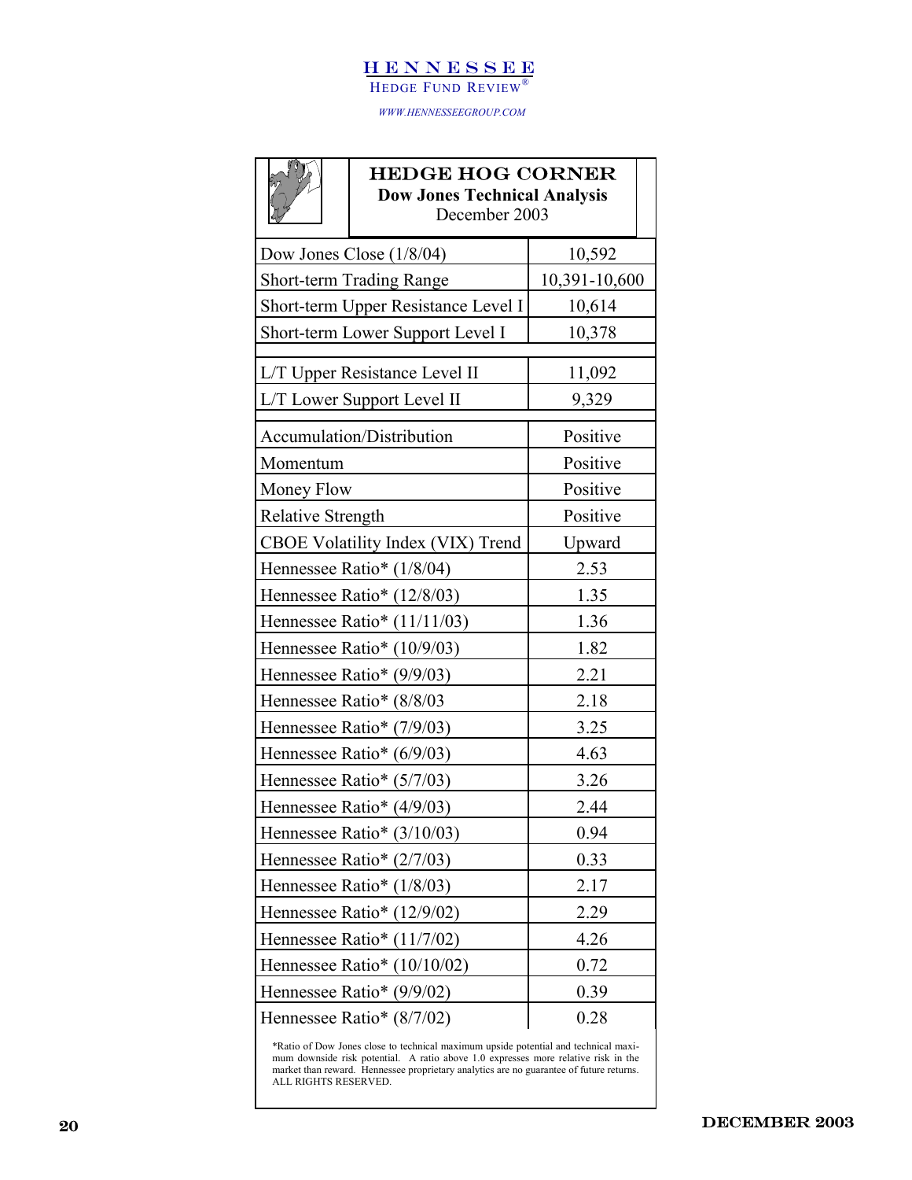## HEDGE HOG CORNER

**Dow Jones Technical Analysis**

December 2003

| | |
|---|---|
| Dow Jones Close (1/8/04) | 10,592 |
| Short-term Trading Range | 10,391-10,600 |
| Short-term Upper Resistance Level I | 10,614 |
| Short-term Lower Support Level I | 10,378 |
| | |
| L/T Upper Resistance Level II | 11,092 |
| L/T Lower Support Level II | 9,329 |
| | |
| Accumulation/Distribution | Positive |
| Momentum | Positive |
| Money Flow | Positive |
| Relative Strength | Positive |
| CBOE Volatility Index (VIX) Trend | Upward |
| Hennessee Ratio* (1/8/04) | 2.53 |
| Hennessee Ratio* (12/8/03) | 1.35 |
| Hennessee Ratio* (11/11/03) | 1.36 |
| Hennessee Ratio* (10/9/03) | 1.82 |
| Hennessee Ratio* (9/9/03) | 2.21 |
| Hennessee Ratio* (8/8/03 | 2.18 |
| Hennessee Ratio* (7/9/03) | 3.25 |
| Hennessee Ratio* (6/9/03) | 4.63 |
| Hennessee Ratio* (5/7/03) | 3.26 |
| Hennessee Ratio* (4/9/03) | 2.44 |
| Hennessee Ratio* (3/10/03) | 0.94 |
| Hennessee Ratio* (2/7/03) | 0.33 |
| Hennessee Ratio* (1/8/03) | 2.17 |
| Hennessee Ratio* (12/9/02) | 2.29 |
| Hennessee Ratio* (11/7/02) | 4.26 |
| Hennessee Ratio* (10/10/02) | 0.72 |
| Hennessee Ratio* (9/9/02) | 0.39 |
| Hennessee Ratio* (8/7/02) | 0.28 |

*Ratio of Dow Jones close to technical maximum upside potential and technical maximum downside risk potential. A ratio above 1.0 expresses more relative risk in the market than reward. Hennessee proprietary analytics are no guarantee of future returns. ALL RIGHTS RESERVED.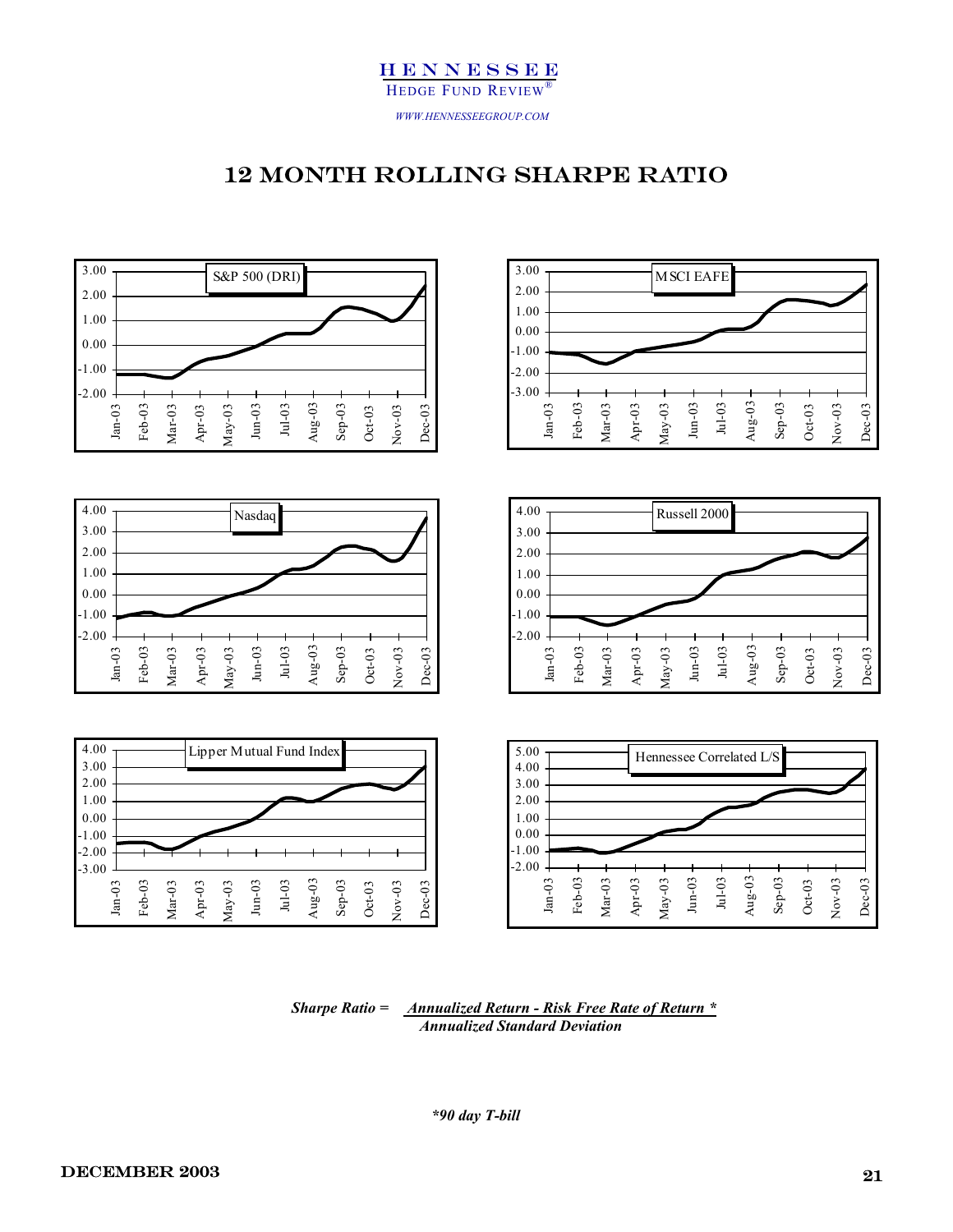# 12 MONTH ROLLING SHARPE RATIO

S&P 500 (DRI)

MSCI EAFE

Nasdaq

Russell 2000

Lipper Mutual Fund Index

Hennessee Correlated L/S

$$\text{Sharpe Ratio} = \frac{\text{Annualized Return - Risk Free Rate of Return *}}{\text{Annualized Standard Deviation}}$$

*\*90 day T-bill*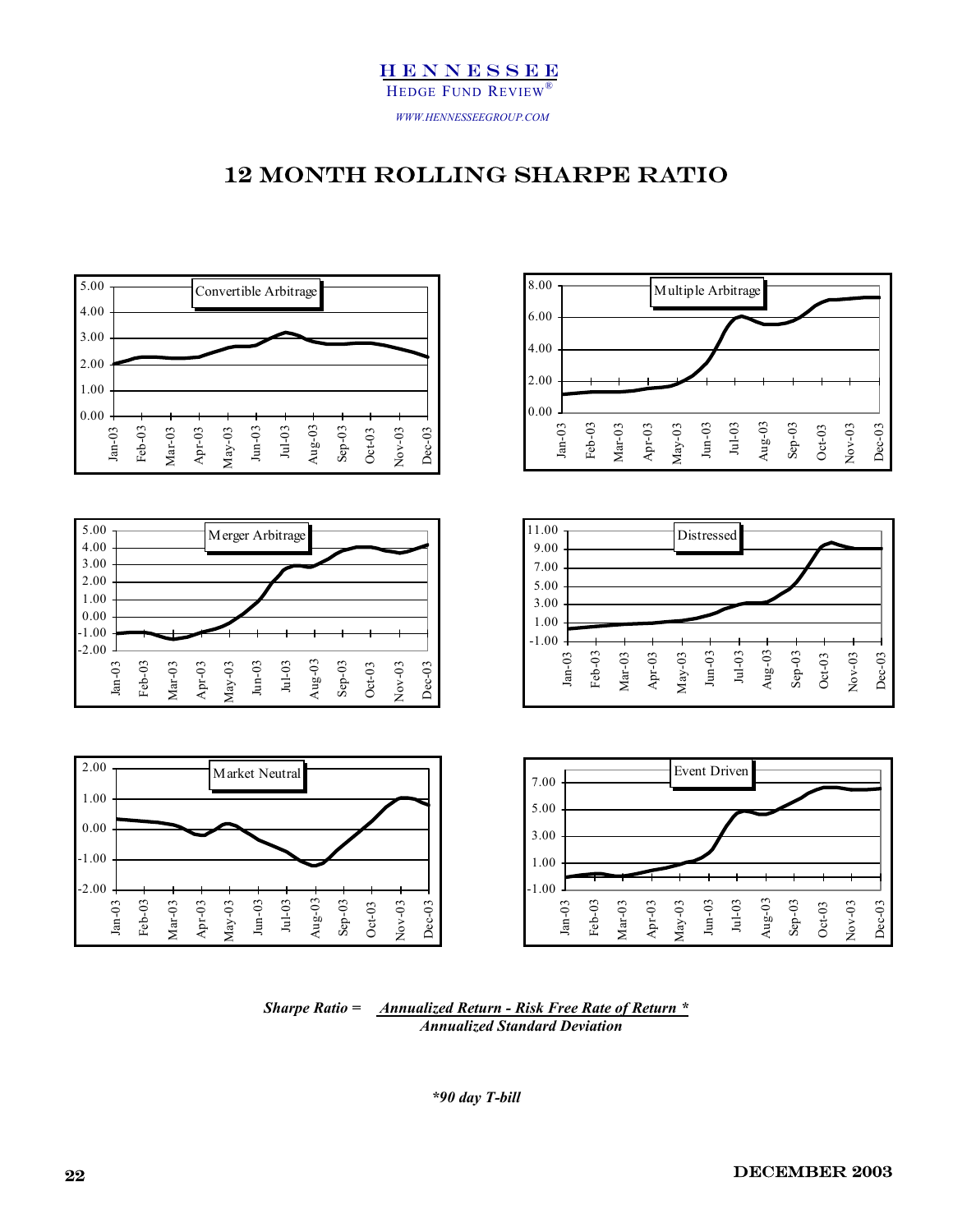# 12 MONTH ROLLING SHARPE RATIO

Convertible Arbitrage

Multiple Arbitrage

Merger Arbitrage

Distressed

Market Neutral

Event Driven

$$\textit{Sharpe Ratio} = \frac{\textit{Annualized Return - Risk Free Rate of Return *}}{\textit{Annualized Standard Deviation}}$$

*\*90 day T-bill*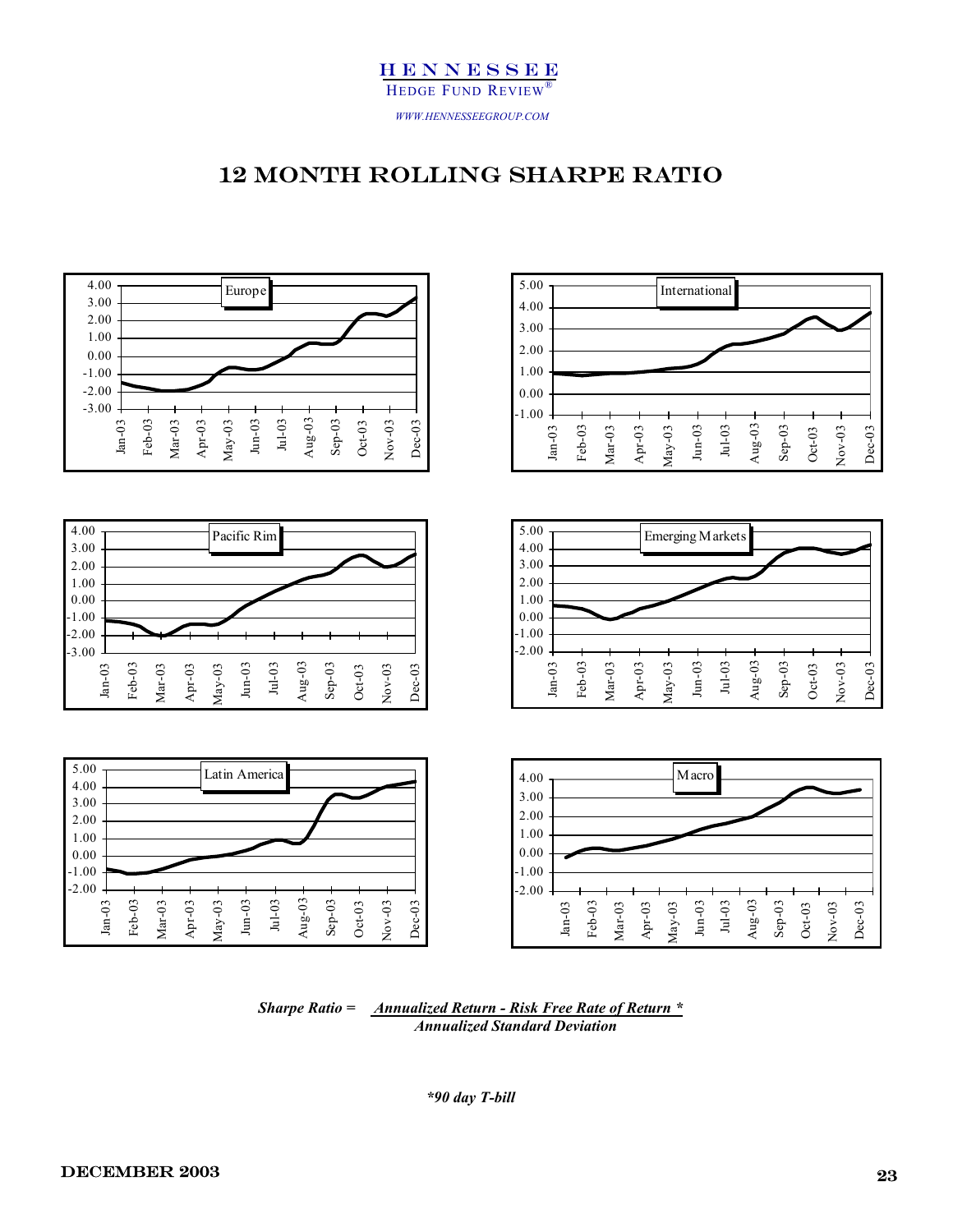# 12 MONTH ROLLING SHARPE RATIO

Europe

International

Pacific Rim

Emerging Markets

Latin America

Macro

***Sharpe Ratio =*** $\dfrac{\textit{Annualized Return - Risk Free Rate of Return *}}{\textit{Annualized Standard Deviation}}$

***90 day T-bill**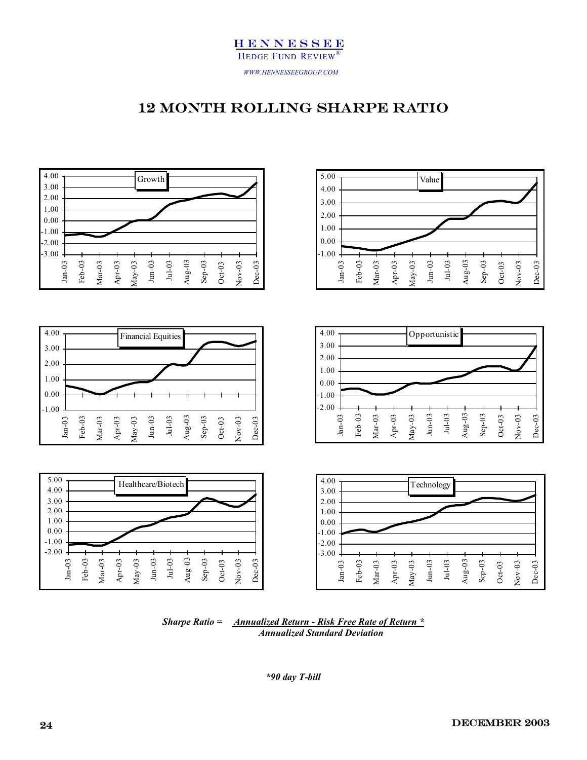# 12 MONTH ROLLING SHARPE RATIO

Growth

Value

Financial Equities

Opportunistic

Healthcare/Biotech

Technology

$$\text{Sharpe Ratio} = \frac{\text{Annualized Return - Risk Free Rate of Return *}}{\text{Annualized Standard Deviation}}$$

**\*90 day T-bill**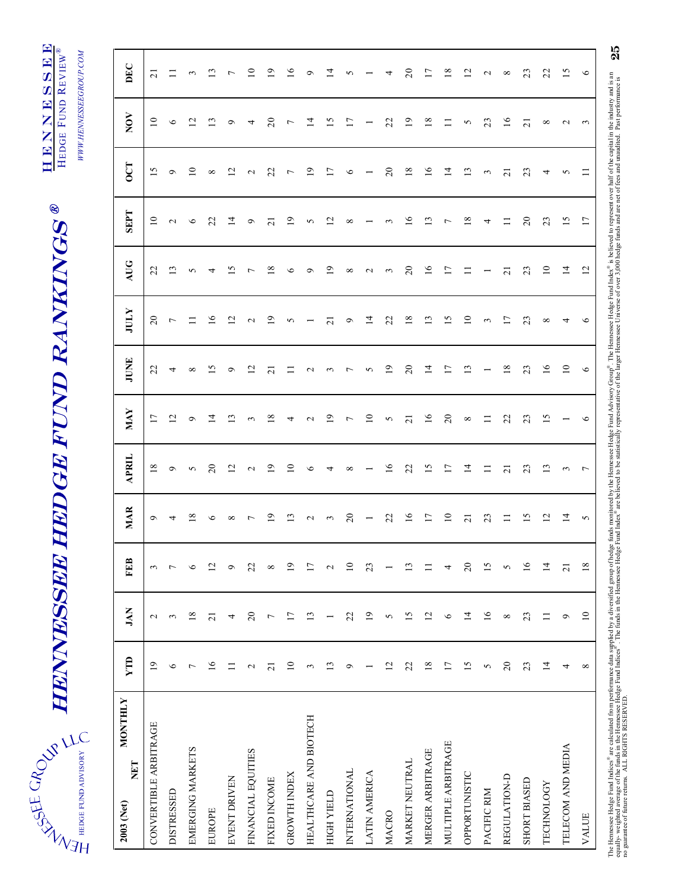# HENNESSEE HEDGE FUND RANKINGS®

| 2003 (Net) NET MONTHLY | YTD | JAN | FEB | MAR | APRIL | MAY | JUNE | JULY | AUG | SEPT | OCT | NOV | DEC |
|---|---|---|---|---|---|---|---|---|---|---|---|---|---|
| CONVERTIBLE ARBITRAGE | 19 | 2 | 3 | 9 | 18 | 17 | 22 | 20 | 22 | 10 | 15 | 10 | 21 |
| DISTRESSED | 6 | 3 | 7 | 4 | 9 | 12 | 4 | 7 | 13 | 2 | 9 | 6 | 11 |
| EMERGING MARKETS | 7 | 18 | 6 | 18 | 5 | 9 | 8 | 11 | 5 | 6 | 10 | 12 | 3 |
| EUROPE | 16 | 21 | 12 | 6 | 20 | 14 | 15 | 16 | 4 | 22 | 8 | 13 | 13 |
| EVENT DRIVEN | 11 | 4 | 9 | 8 | 12 | 13 | 9 | 12 | 15 | 14 | 12 | 9 | 7 |
| FINANCIAL EQUITIES | 2 | 20 | 22 | 7 | 2 | 3 | 12 | 2 | 7 | 9 | 2 | 4 | 10 |
| FIXED INCOME | 21 | 7 | 8 | 19 | 19 | 18 | 21 | 19 | 18 | 21 | 22 | 20 | 19 |
| GROWTH INDEX | 10 | 17 | 19 | 13 | 10 | 4 | 11 | 5 | 6 | 19 | 7 | 7 | 16 |
| HEALTHCARE AND BIOTECH | 3 | 13 | 17 | 2 | 6 | 2 | 2 | 1 | 9 | 5 | 19 | 14 | 9 |
| HIGH YIELD | 13 | 1 | 2 | 3 | 4 | 19 | 3 | 21 | 19 | 12 | 17 | 15 | 14 |
| INTERNATIONAL | 9 | 22 | 10 | 20 | 8 | 7 | 7 | 9 | 8 | 8 | 6 | 17 | 5 |
| LATIN AMERICA | 1 | 19 | 23 | 1 | 1 | 10 | 5 | 14 | 2 | 1 | 1 | 1 | 1 |
| MACRO | 12 | 5 | 1 | 22 | 16 | 5 | 19 | 22 | 3 | 3 | 20 | 22 | 4 |
| MARKET NEUTRAL | 22 | 15 | 13 | 16 | 22 | 21 | 20 | 18 | 20 | 16 | 18 | 19 | 20 |
| MERGER ARBITRAGE | 18 | 12 | 11 | 17 | 15 | 16 | 14 | 13 | 16 | 13 | 16 | 18 | 17 |
| MULTIPLE ARBITRAGE | 17 | 6 | 4 | 10 | 17 | 20 | 17 | 15 | 17 | 7 | 14 | 11 | 18 |
| OPPORTUNISTIC | 15 | 14 | 20 | 21 | 14 | 8 | 13 | 10 | 11 | 18 | 13 | 5 | 12 |
| PACIFIC RIM | 5 | 16 | 15 | 23 | 11 | 11 | 1 | 3 | 1 | 4 | 3 | 23 | 2 |
| REGULATION-D | 20 | 8 | 5 | 11 | 21 | 22 | 18 | 17 | 21 | 11 | 21 | 16 | 8 |
| SHORT BIASED | 23 | 23 | 16 | 15 | 23 | 23 | 23 | 23 | 23 | 20 | 23 | 21 | 23 |
| TECHNOLOGY | 14 | 11 | 14 | 12 | 13 | 15 | 16 | 8 | 10 | 23 | 4 | 8 | 22 |
| TELECOM AND MEDIA | 4 | 9 | 21 | 14 | 3 | 1 | 10 | 4 | 14 | 15 | 5 | 2 | 15 |
| VALUE | 8 | 10 | 18 | 5 | 7 | 6 | 6 | 6 | 12 | 17 | 11 | 3 | 6 |

The Hennessee Hedge Fund Indices® are calculated from performance data supplied by a diversified group of hedge funds monitored by the Hennessee Hedge Fund Advisory Group®. The Hennessee Hedge Fund Index® is believed to represent over half of the capital in the industry and is an equally- weighted average of the funds in the Hennessee Hedge Fund Indices®. The funds in the Hennessee Hedge Fund Index® are believed to be statistically representative of the larger Hennessee Universe of over 3,000 hedge funds and are net of fees and unaudited. Past performance is no guarantee of future returns. ALL RIGHTS RESERVED.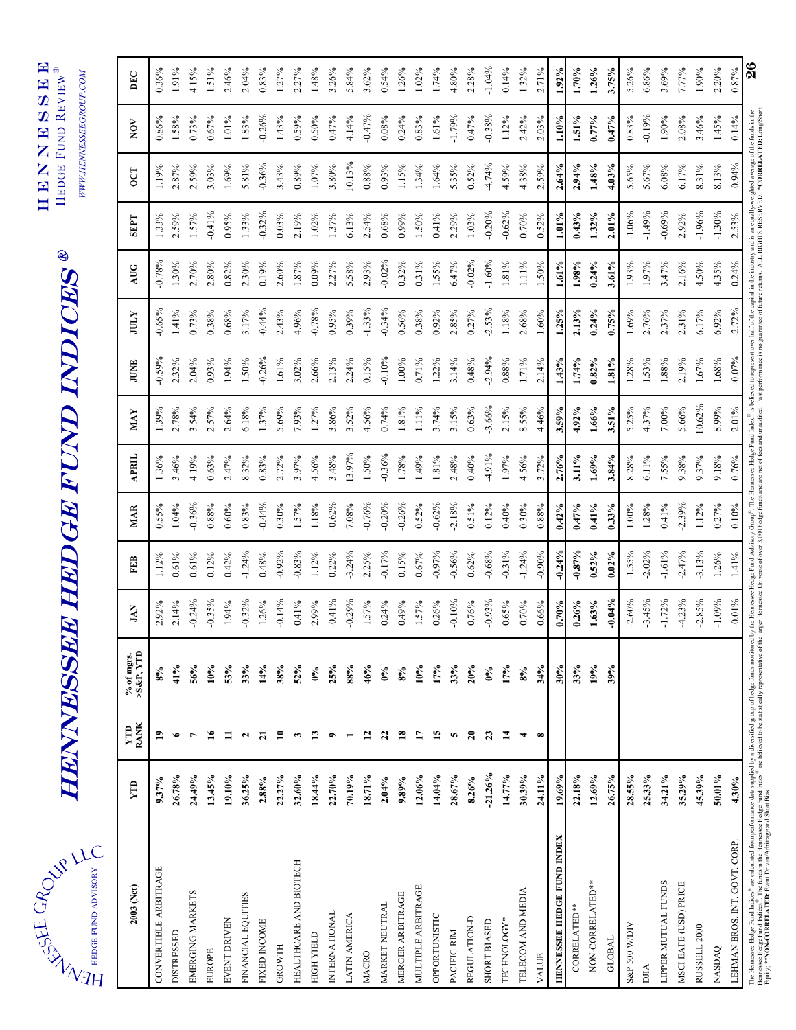# HENNESSEE HEDGE FUND INDICES®

HENNESSEE GROUP LLC — HEDGE FUND ADVISORY

HENNESSEE HEDGE FUND REVIEW® — WWW.HENNESSEEGROUP.COM

| 2003 (Net) | YTD | YTD RANK | % of mgrs. >S&P, YTD | JAN | FEB | MAR | APRIL | MAY | JUNE | JULY | AUG | SEPT | OCT | NOV | DEC |
|---|---|---|---|---|---|---|---|---|---|---|---|---|---|---|---|
| CONVERTIBLE ARBITRAGE | **9.37%** | **19** | **8%** | 2.92% | 1.12% | 0.55% | 1.36% | 1.39% | -0.59% | -0.65% | -0.78% | 1.33% | 1.19% | 0.86% | 0.36% |
| DISTRESSED | **26.78%** | **6** | **41%** | 2.14% | 0.61% | 1.04% | 3.46% | 2.78% | 2.32% | 1.41% | 1.30% | 2.59% | 2.87% | 1.58% | 1.91% |
| EMERGING MARKETS | **24.49%** | **7** | **56%** | -0.24% | 0.61% | -0.36% | 4.19% | 3.54% | 2.04% | 0.73% | 2.70% | 1.57% | 2.59% | 0.73% | 4.15% |
| EUROPE | **13.45%** | **16** | **10%** | -0.35% | 0.12% | 0.88% | 0.63% | 2.57% | 0.93% | 0.38% | 2.80% | -0.41% | 3.03% | 0.67% | 1.51% |
| EVENT DRIVEN | **19.10%** | **11** | **53%** | 1.94% | 0.42% | 0.60% | 2.47% | 2.64% | 1.94% | 0.68% | 0.82% | 0.95% | 1.69% | 1.01% | 2.46% |
| FINANCIAL EQUITIES | **36.25%** | **2** | **33%** | -0.32% | -1.24% | 0.83% | 8.32% | 6.18% | 1.50% | 3.17% | 2.30% | 1.33% | 5.81% | 1.83% | 2.04% |
| FIXED INCOME | **2.88%** | **21** | **14%** | 1.26% | 0.48% | -0.44% | 0.83% | 1.37% | -0.26% | -0.44% | 0.19% | -0.32% | -0.36% | -0.26% | 0.83% |
| GROWTH | **22.27%** | **10** | **38%** | -0.14% | -0.92% | 0.30% | 2.72% | 5.69% | 1.61% | 2.43% | 2.60% | 0.03% | 3.43% | 1.43% | 1.27% |
| HEALTHCARE AND BIOTECH | **32.60%** | **3** | **52%** | 0.41% | -0.83% | 1.57% | 3.97% | 7.93% | 3.02% | 4.96% | 1.87% | 2.19% | 0.89% | 0.59% | 2.27% |
| HIGH YIELD | **18.44%** | **13** | **0%** | 2.99% | 1.12% | 1.18% | 4.56% | 1.27% | 2.66% | -0.78% | 0.09% | 1.02% | 1.07% | 0.50% | 1.48% |
| INTERNATIONAL | **22.70%** | **9** | **25%** | -0.41% | 0.22% | -0.62% | 3.48% | 3.86% | 2.13% | 0.95% | 2.27% | 1.37% | 3.80% | 0.47% | 3.26% |
| LATIN AMERICA | **70.19%** | **1** | **88%** | -0.29% | -3.24% | 7.08% | 13.97% | 3.52% | 2.24% | 0.39% | 5.58% | 6.13% | 10.13% | 4.14% | 5.84% |
| MACRO | **18.71%** | **12** | **46%** | 1.57% | 2.25% | -0.76% | 1.50% | 4.56% | 0.15% | -1.33% | 2.93% | 2.54% | 0.88% | -0.47% | 3.62% |
| MARKET NEUTRAL | **2.04%** | **22** | **0%** | 0.24% | -0.17% | -0.20% | -0.36% | 0.74% | -0.10% | -0.34% | -0.02% | 0.68% | 0.93% | 0.08% | 0.54% |
| MERGER ARBITRAGE | **9.89%** | **18** | **8%** | 0.49% | 0.15% | -0.26% | 1.78% | 1.81% | 1.00% | 0.56% | 0.32% | 0.99% | 1.15% | 0.24% | 1.26% |
| MULTIPLE ARBITRAGE | **12.06%** | **17** | **10%** | 1.57% | 0.67% | 0.52% | 1.49% | 1.11% | 0.71% | 0.38% | 0.31% | 1.50% | 1.34% | 0.83% | 1.02% |
| OPPORTUNISTIC | **14.04%** | **15** | **17%** | 0.26% | -0.97% | -0.62% | 1.81% | 3.74% | 1.22% | 0.92% | 1.55% | 0.41% | 1.64% | 1.61% | 1.74% |
| PACIFIC RIM | **28.67%** | **5** | **33%** | -0.10% | -0.56% | -2.18% | 2.48% | 3.15% | 3.14% | 2.85% | 6.47% | 2.29% | 5.35% | -1.79% | 4.80% |
| REGULATION-D | **8.26%** | **20** | **20%** | 0.76% | 0.62% | 0.51% | 0.40% | 0.63% | 0.48% | 0.27% | -0.02% | 1.03% | 0.52% | 0.47% | 2.28% |
| SHORT BIASED | **-21.26%** | **23** | **0%** | -0.93% | -0.68% | 0.12% | -4.91% | -3.66% | -2.94% | -2.53% | -1.60% | -0.20% | -4.74% | -0.38% | -1.04% |
| TECHNOLOGY* | **14.77%** | **14** | **17%** | 0.65% | -0.31% | 0.40% | 1.97% | 2.15% | 0.88% | 1.18% | 1.81% | -0.62% | 4.59% | 1.12% | 0.14% |
| TELECOM AND MEDIA | **30.39%** | **4** | **8%** | 0.70% | -1.24% | 0.30% | 4.56% | 8.55% | 1.71% | 2.68% | 1.11% | 0.70% | 4.38% | 2.42% | 1.32% |
| VALUE | **24.11%** | **8** | **34%** | 0.66% | -0.90% | 0.88% | 3.72% | 4.46% | 2.14% | 1.60% | 1.50% | 0.52% | 2.59% | 2.03% | 2.71% |
| **HENNESSEE HEDGE FUND INDEX** | **19.69%** | | **30%** | **0.70%** | **-0.24%** | **0.42%** | **2.76%** | **3.59%** | **1.43%** | **1.25%** | **1.61%** | **1.01%** | **2.64%** | **1.10%** | **1.92%** |
| CORRELATED** | **22.18%** | | **33%** | **0.26%** | **-0.87%** | **0.47%** | **3.11%** | **4.92%** | **1.74%** | **2.13%** | **1.98%** | **0.43%** | **2.94%** | **1.51%** | **1.70%** |
| NON-CORRELATED** | **12.69%** | | **19%** | **1.63%** | **0.52%** | **0.41%** | **1.69%** | **1.66%** | **0.82%** | **0.24%** | **0.24%** | **1.32%** | **1.48%** | **0.77%** | **1.26%** |
| GLOBAL | **26.75%** | | **39%** | **-0.04%** | **0.02%** | **0.33%** | **3.84%** | **3.51%** | **1.81%** | **0.75%** | **3.61%** | **2.01%** | **4.03%** | **0.47%** | **3.75%** |
| S&P 500 W/DIV | **28.55%** | | | -2.60% | -1.55% | 1.00% | 8.28% | 5.25% | 1.28% | 1.69% | 1.93% | -1.06% | 5.65% | 0.83% | 5.26% |
| DJIA | **25.33%** | | | -3.45% | -2.02% | 1.28% | 6.11% | 4.37% | 1.53% | 2.76% | 1.97% | -1.49% | 5.67% | -0.19% | 6.86% |
| LIPPER MUTUAL FUNDS | **34.21%** | | | -1.72% | -1.61% | 0.41% | 7.55% | 7.00% | 1.88% | 2.37% | 3.47% | -0.69% | 6.08% | 1.90% | 3.69% |
| MSCI EAFE (USD) PRICE | **35.29%** | | | -4.23% | -2.47% | -2.39% | 9.38% | 5.66% | 2.19% | 2.31% | 2.16% | 2.92% | 6.17% | 2.08% | 7.77% |
| RUSSELL 2000 | **45.39%** | | | -2.85% | -3.13% | 1.12% | 9.37% | 10.62% | 1.67% | 6.17% | 4.50% | -1.96% | 8.31% | 3.46% | 1.90% |
| NASDAQ | **50.01%** | | | -1.09% | 1.26% | 0.27% | 9.18% | 8.99% | 1.68% | 6.92% | 4.35% | -1.30% | 8.13% | 1.45% | 2.20% |
| LEHMAN BROS. INT. GOVT. CORP. | **4.30%** | | | -0.01% | 1.41% | 0.10% | 0.76% | 2.01% | -0.07% | -2.72% | 0.24% | 2.53% | -0.94% | 0.14% | 0.87% |

The Hennessee Hedge Fund Indices® are calculated from performance data supplied by a diversified group of hedge funds monitored by the Hennessee Hedge Fund Advisory Group®. The Hennessee Hedge Fund Index® is believed to represent over half of the capital in the industry and is an equally-weighted average of the funds in the Hennessee Hedge Fund Indices®. The funds in the Hennessee Hedge Fund Index® are believed to be statistically representative of the larger Hennessee Universe of over 3,000 hedge funds and are net of fees and unaudited. Past performance is no guarantee of future returns. ALL RIGHTS RESERVED. **\*CORRELATED:** Long/Short Equity; **\*NON-CORRELATED:** Event Driven/Arbitrage and Short Bias.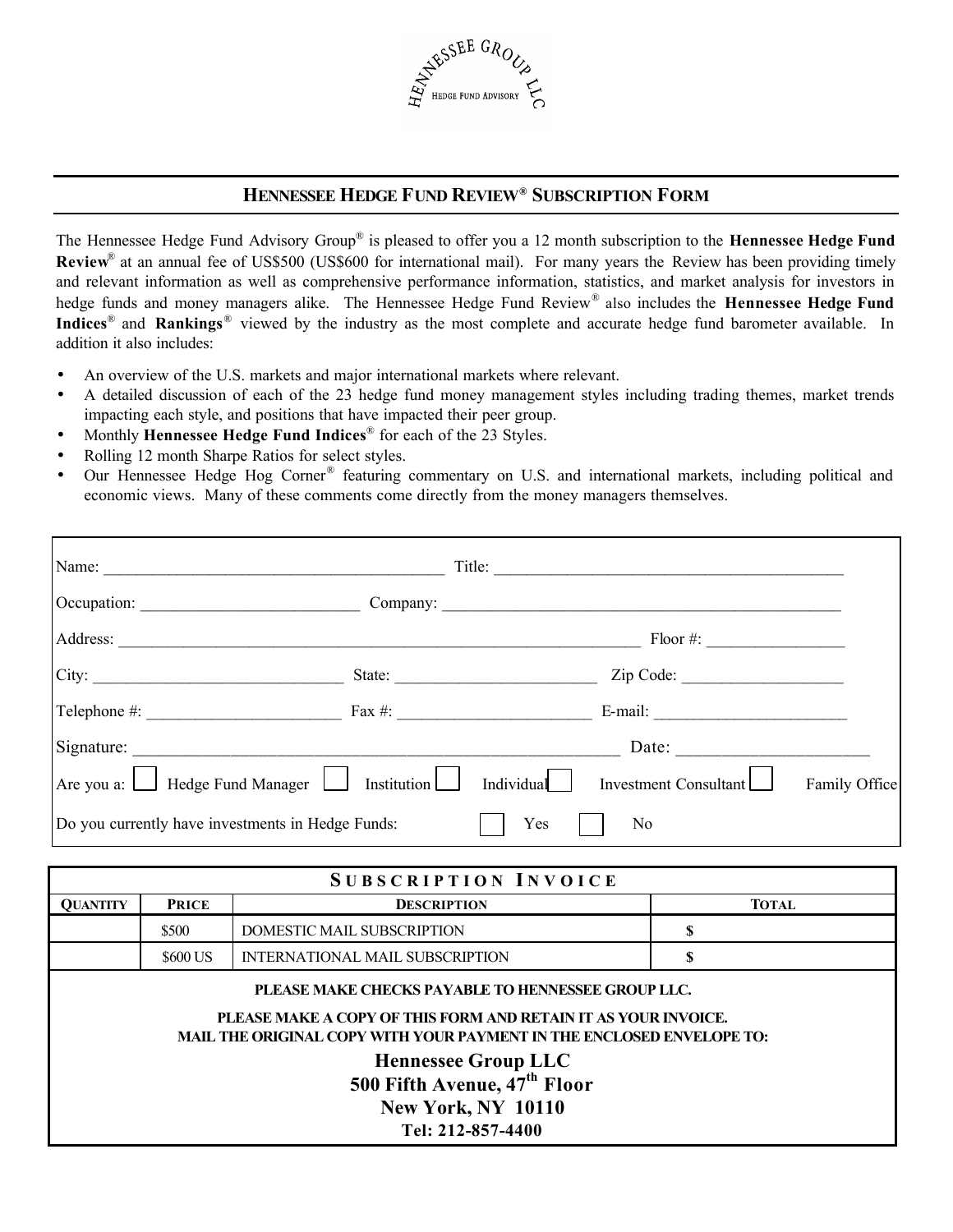HENNESSEE GROUP LLC

HEDGE FUND ADVISORY

## HENNESSEE HEDGE FUND REVIEW® SUBSCRIPTION FORM

The Hennessee Hedge Fund Advisory Group® is pleased to offer you a 12 month subscription to the **Hennessee Hedge Fund Review®** at an annual fee of US$500 (US$600 for international mail). For many years the Review has been providing timely and relevant information as well as comprehensive performance information, statistics, and market analysis for investors in hedge funds and money managers alike. The Hennessee Hedge Fund Review® also includes the **Hennessee Hedge Fund Indices®** and **Rankings®** viewed by the industry as the most complete and accurate hedge fund barometer available. In addition it also includes:

- An overview of the U.S. markets and major international markets where relevant.
- A detailed discussion of each of the 23 hedge fund money management styles including trading themes, market trends impacting each style, and positions that have impacted their peer group.
- Monthly **Hennessee Hedge Fund Indices®** for each of the 23 Styles.
- Rolling 12 month Sharpe Ratios for select styles.
- Our Hennessee Hedge Hog Corner® featuring commentary on U.S. and international markets, including political and economic views. Many of these comments come directly from the money managers themselves.

Name: ______________________ Title: ______________________

Occupation: ______________________ Company: ______________________

Address: ______________________ Floor #: ______________________

City: ______________________ State: ______________________ Zip Code: ______________________

Telephone #: ______________________ Fax #: ______________________ E-mail: ______________________

Signature: ______________________ Date: ______________________

Are you a: ☐ Hedge Fund Manager ☐ Institution ☐ Individual ☐ Investment Consultant ☐ Family Office

Do you currently have investments in Hedge Funds: ☐ Yes ☐ No

### SUBSCRIPTION INVOICE

| QUANTITY | PRICE | DESCRIPTION | TOTAL |
|---|---|---|---|
| | $500 | DOMESTIC MAIL SUBSCRIPTION | $ |
| | $600 US | INTERNATIONAL MAIL SUBSCRIPTION | $ |

**PLEASE MAKE CHECKS PAYABLE TO HENNESSEE GROUP LLC.**

**PLEASE MAKE A COPY OF THIS FORM AND RETAIN IT AS YOUR INVOICE.**
**MAIL THE ORIGINAL COPY WITH YOUR PAYMENT IN THE ENCLOSED ENVELOPE TO:**

**Hennessee Group LLC**
**500 Fifth Avenue, 47th Floor**
**New York, NY 10110**
**Tel: 212-857-4400**